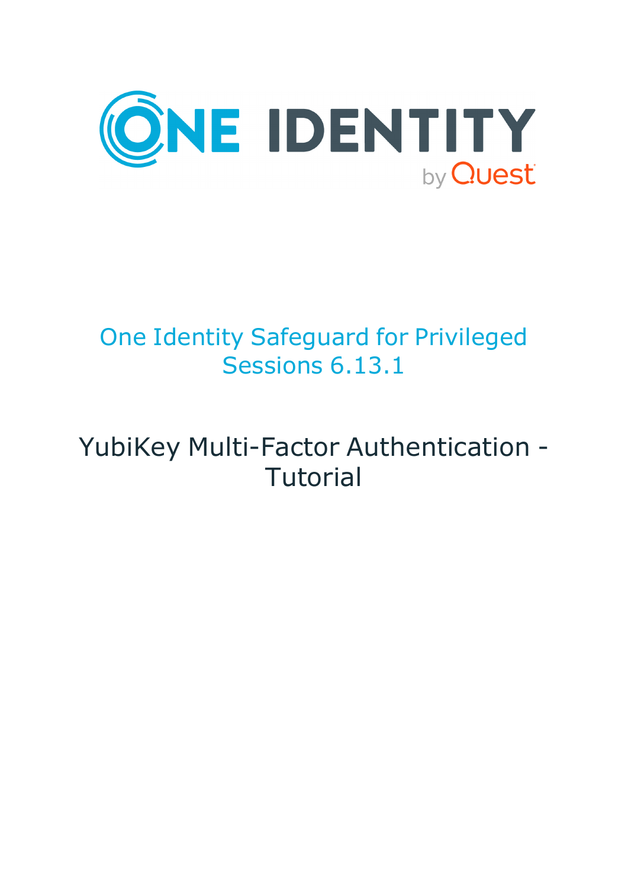ONE IDENTITY by Quest

# One Identity Safeguard for Privileged Sessions 6.13.1

# YubiKey Multi-Factor Authentication - Tutorial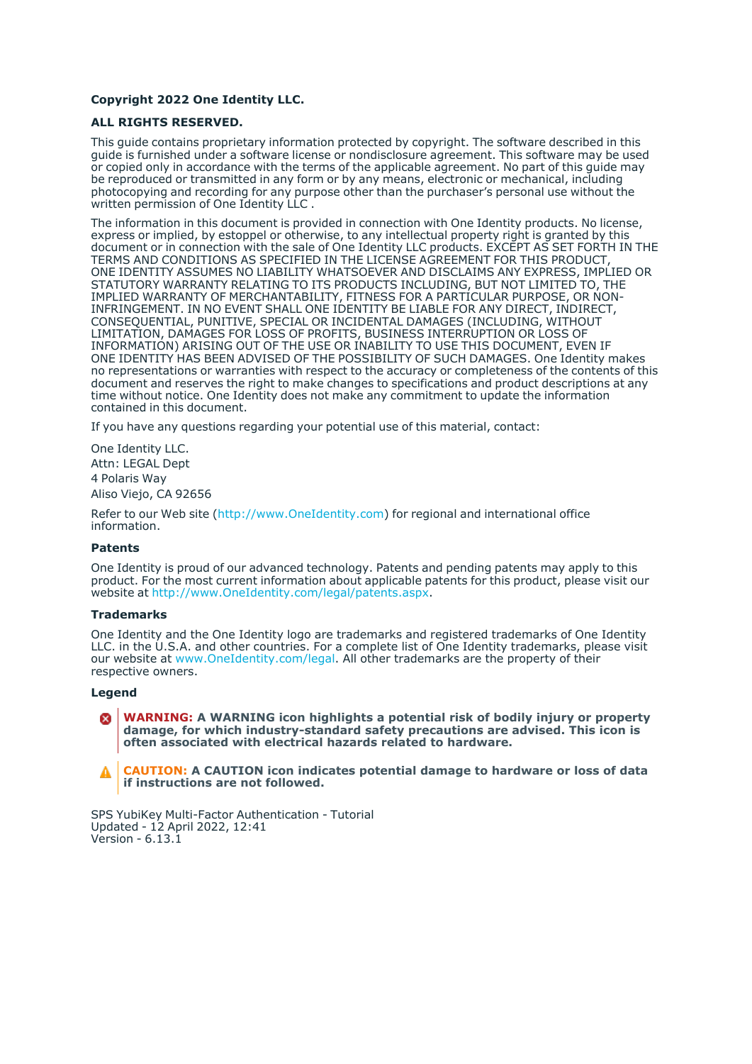**Copyright 2022 One Identity LLC.**

**ALL RIGHTS RESERVED.**

This guide contains proprietary information protected by copyright. The software described in this guide is furnished under a software license or nondisclosure agreement. This software may be used or copied only in accordance with the terms of the applicable agreement. No part of this guide may be reproduced or transmitted in any form or by any means, electronic or mechanical, including photocopying and recording for any purpose other than the purchaser's personal use without the written permission of One Identity LLC .

The information in this document is provided in connection with One Identity products. No license, express or implied, by estoppel or otherwise, to any intellectual property right is granted by this document or in connection with the sale of One Identity LLC products. EXCEPT AS SET FORTH IN THE TERMS AND CONDITIONS AS SPECIFIED IN THE LICENSE AGREEMENT FOR THIS PRODUCT, ONE IDENTITY ASSUMES NO LIABILITY WHATSOEVER AND DISCLAIMS ANY EXPRESS, IMPLIED OR STATUTORY WARRANTY RELATING TO ITS PRODUCTS INCLUDING, BUT NOT LIMITED TO, THE IMPLIED WARRANTY OF MERCHANTABILITY, FITNESS FOR A PARTICULAR PURPOSE, OR NON-INFRINGEMENT. IN NO EVENT SHALL ONE IDENTITY BE LIABLE FOR ANY DIRECT, INDIRECT, CONSEQUENTIAL, PUNITIVE, SPECIAL OR INCIDENTAL DAMAGES (INCLUDING, WITHOUT LIMITATION, DAMAGES FOR LOSS OF PROFITS, BUSINESS INTERRUPTION OR LOSS OF INFORMATION) ARISING OUT OF THE USE OR INABILITY TO USE THIS DOCUMENT, EVEN IF ONE IDENTITY HAS BEEN ADVISED OF THE POSSIBILITY OF SUCH DAMAGES. One Identity makes no representations or warranties with respect to the accuracy or completeness of the contents of this document and reserves the right to make changes to specifications and product descriptions at any time without notice. One Identity does not make any commitment to update the information contained in this document.

If you have any questions regarding your potential use of this material, contact:

One Identity LLC.
Attn: LEGAL Dept
4 Polaris Way
Aliso Viejo, CA 92656

Refer to our Web site (http://www.OneIdentity.com) for regional and international office information.

**Patents**

One Identity is proud of our advanced technology. Patents and pending patents may apply to this product. For the most current information about applicable patents for this product, please visit our website at http://www.OneIdentity.com/legal/patents.aspx.

**Trademarks**

One Identity and the One Identity logo are trademarks and registered trademarks of One Identity LLC. in the U.S.A. and other countries. For a complete list of One Identity trademarks, please visit our website at www.OneIdentity.com/legal. All other trademarks are the property of their respective owners.

**Legend**

**WARNING: A WARNING icon highlights a potential risk of bodily injury or property damage, for which industry-standard safety precautions are advised. This icon is often associated with electrical hazards related to hardware.**

**CAUTION: A CAUTION icon indicates potential damage to hardware or loss of data if instructions are not followed.**

SPS YubiKey Multi-Factor Authentication - Tutorial
Updated - 12 April 2022, 12:41
Version - 6.13.1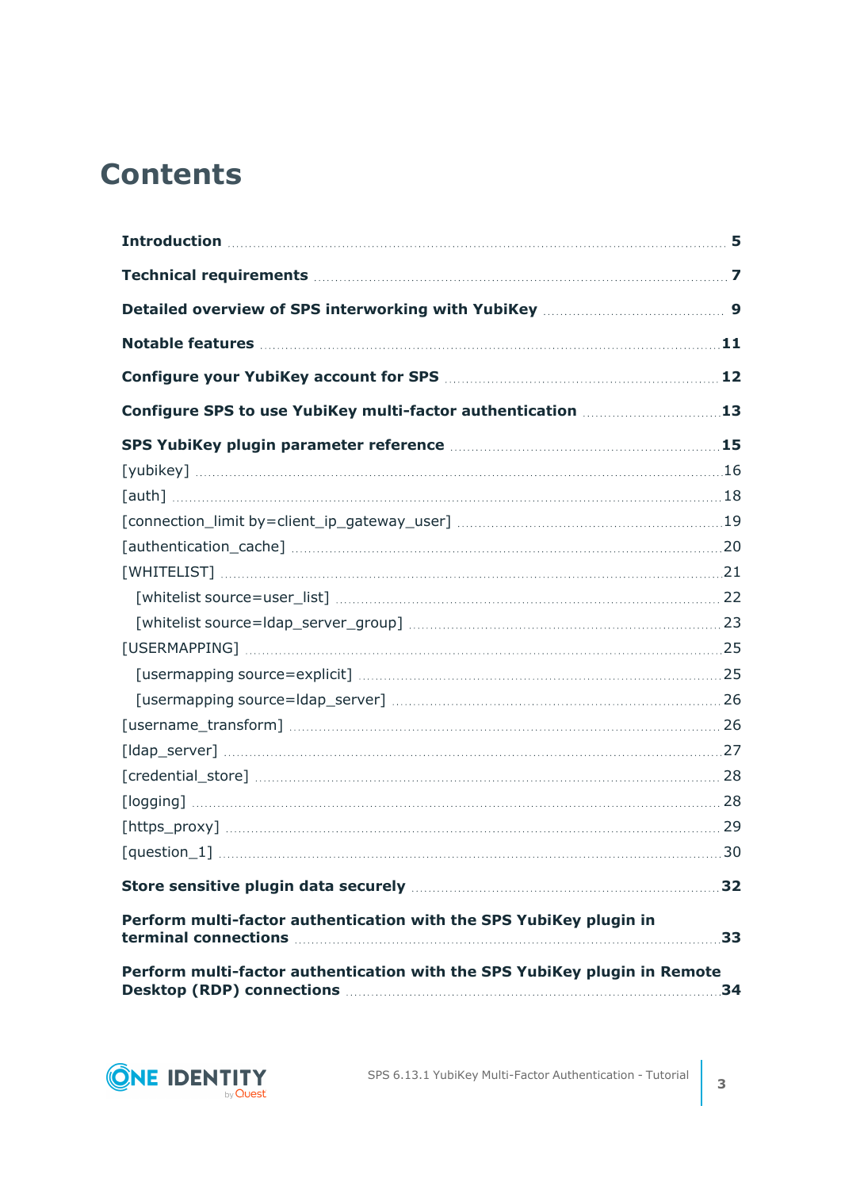# Contents

**Introduction** 5

**Technical requirements** 7

**Detailed overview of SPS interworking with YubiKey** 9

**Notable features** 11

**Configure your YubiKey account for SPS** 12

**Configure SPS to use YubiKey multi-factor authentication** 13

**SPS YubiKey plugin parameter reference** 15

- [yubikey] 16
- [auth] 18
- [connection_limit by=client_ip_gateway_user] 19
- [authentication_cache] 20
- [WHITELIST] 21
  - [whitelist source=user_list] 22
  - [whitelist source=ldap_server_group] 23
- [USERMAPPING] 25
  - [usermapping source=explicit] 25
  - [usermapping source=ldap_server] 26
- [username_transform] 26
- [ldap_server] 27
- [credential_store] 28
- [logging] 28
- [https_proxy] 29
- [question_1] 30

**Store sensitive plugin data securely** 32

**Perform multi-factor authentication with the SPS YubiKey plugin in terminal connections** 33

**Perform multi-factor authentication with the SPS YubiKey plugin in Remote Desktop (RDP) connections** 34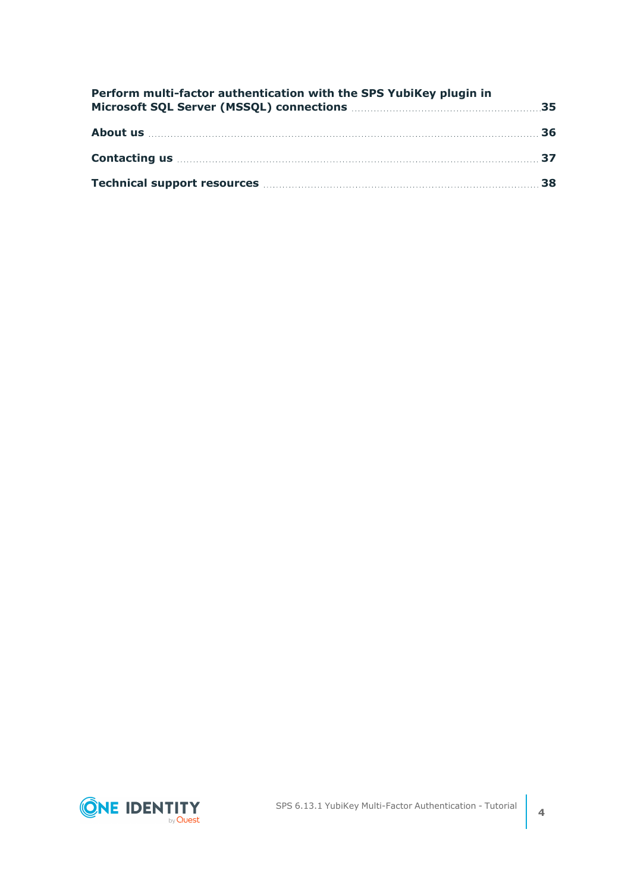**Perform multi-factor authentication with the SPS YubiKey plugin in Microsoft SQL Server (MSSQL) connections** 35

**About us** 36

**Contacting us** 37

**Technical support resources** 38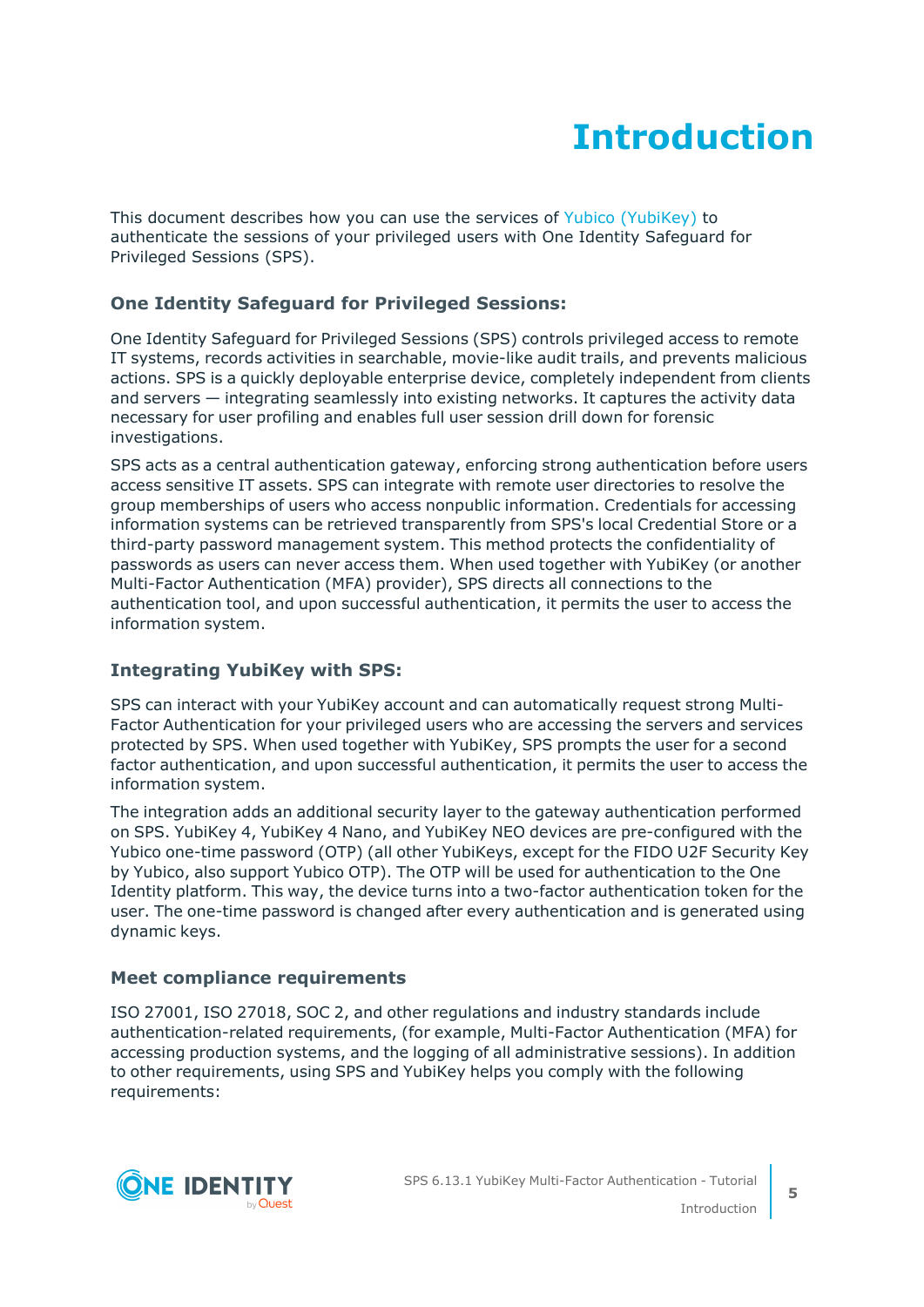# Introduction

This document describes how you can use the services of Yubico (YubiKey) to authenticate the sessions of your privileged users with One Identity Safeguard for Privileged Sessions (SPS).

### One Identity Safeguard for Privileged Sessions:

One Identity Safeguard for Privileged Sessions (SPS) controls privileged access to remote IT systems, records activities in searchable, movie-like audit trails, and prevents malicious actions. SPS is a quickly deployable enterprise device, completely independent from clients and servers — integrating seamlessly into existing networks. It captures the activity data necessary for user profiling and enables full user session drill down for forensic investigations.

SPS acts as a central authentication gateway, enforcing strong authentication before users access sensitive IT assets. SPS can integrate with remote user directories to resolve the group memberships of users who access nonpublic information. Credentials for accessing information systems can be retrieved transparently from SPS's local Credential Store or a third-party password management system. This method protects the confidentiality of passwords as users can never access them. When used together with YubiKey (or another Multi-Factor Authentication (MFA) provider), SPS directs all connections to the authentication tool, and upon successful authentication, it permits the user to access the information system.

### Integrating YubiKey with SPS:

SPS can interact with your YubiKey account and can automatically request strong Multi-Factor Authentication for your privileged users who are accessing the servers and services protected by SPS. When used together with YubiKey, SPS prompts the user for a second factor authentication, and upon successful authentication, it permits the user to access the information system.

The integration adds an additional security layer to the gateway authentication performed on SPS. YubiKey 4, YubiKey 4 Nano, and YubiKey NEO devices are pre-configured with the Yubico one-time password (OTP) (all other YubiKeys, except for the FIDO U2F Security Key by Yubico, also support Yubico OTP). The OTP will be used for authentication to the One Identity platform. This way, the device turns into a two-factor authentication token for the user. The one-time password is changed after every authentication and is generated using dynamic keys.

### Meet compliance requirements

ISO 27001, ISO 27018, SOC 2, and other regulations and industry standards include authentication-related requirements, (for example, Multi-Factor Authentication (MFA) for accessing production systems, and the logging of all administrative sessions). In addition to other requirements, using SPS and YubiKey helps you comply with the following requirements: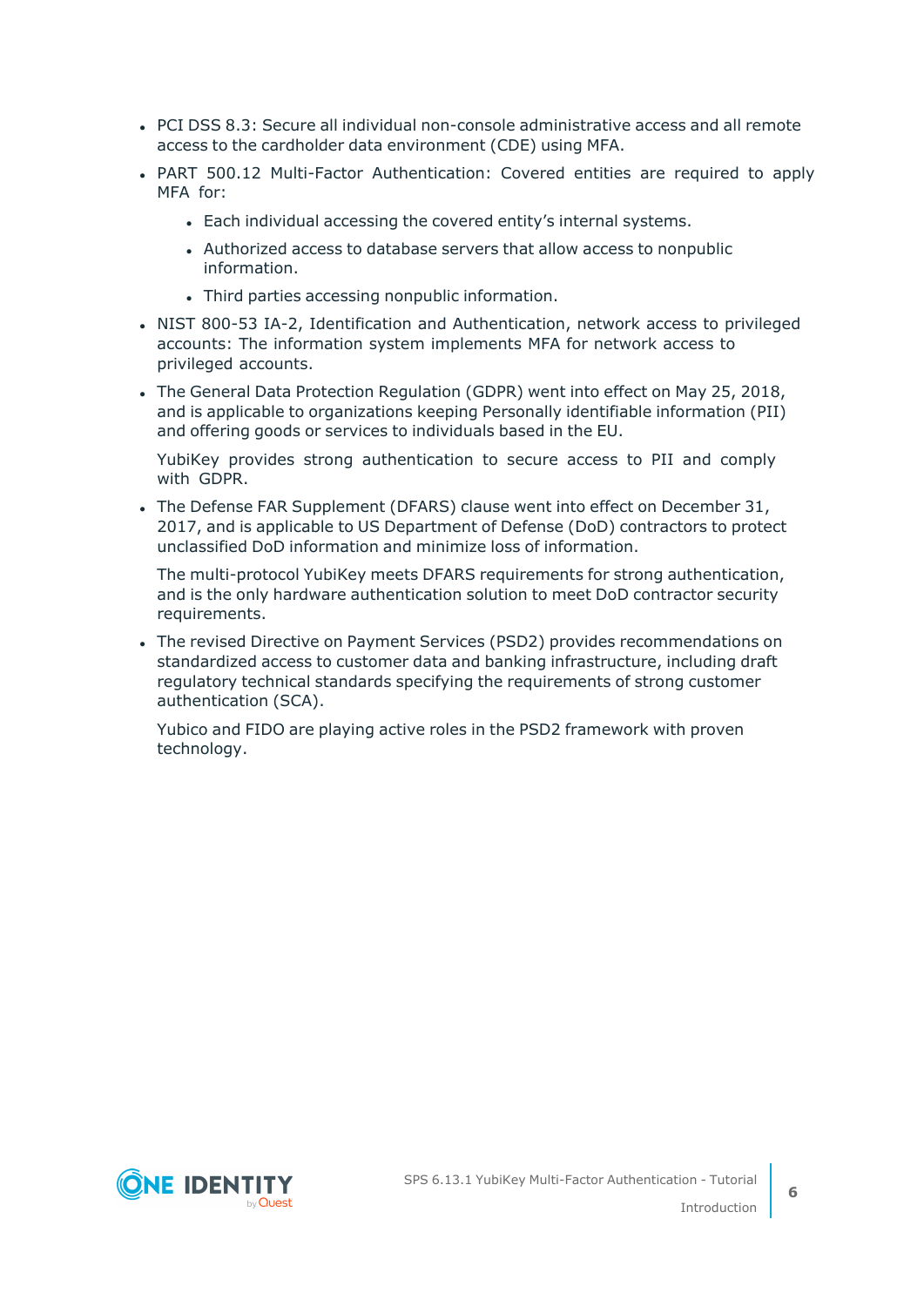- PCI DSS 8.3: Secure all individual non-console administrative access and all remote access to the cardholder data environment (CDE) using MFA.
- PART 500.12 Multi-Factor Authentication: Covered entities are required to apply MFA for:
  - Each individual accessing the covered entity's internal systems.
  - Authorized access to database servers that allow access to nonpublic information.
  - Third parties accessing nonpublic information.
- NIST 800-53 IA-2, Identification and Authentication, network access to privileged accounts: The information system implements MFA for network access to privileged accounts.
- The General Data Protection Regulation (GDPR) went into effect on May 25, 2018, and is applicable to organizations keeping Personally identifiable information (PII) and offering goods or services to individuals based in the EU.

  YubiKey provides strong authentication to secure access to PII and comply with GDPR.
- The Defense FAR Supplement (DFARS) clause went into effect on December 31, 2017, and is applicable to US Department of Defense (DoD) contractors to protect unclassified DoD information and minimize loss of information.

  The multi-protocol YubiKey meets DFARS requirements for strong authentication, and is the only hardware authentication solution to meet DoD contractor security requirements.
- The revised Directive on Payment Services (PSD2) provides recommendations on standardized access to customer data and banking infrastructure, including draft regulatory technical standards specifying the requirements of strong customer authentication (SCA).

  Yubico and FIDO are playing active roles in the PSD2 framework with proven technology.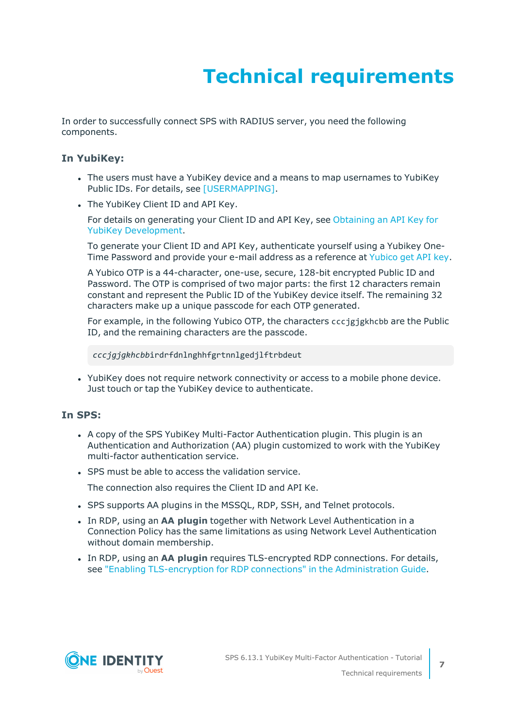# Technical requirements

In order to successfully connect SPS with RADIUS server, you need the following components.

### In YubiKey:

- The users must have a YubiKey device and a means to map usernames to YubiKey Public IDs. For details, see [USERMAPPING].
- The YubiKey Client ID and API Key.

  For details on generating your Client ID and API Key, see Obtaining an API Key for YubiKey Development.

  To generate your Client ID and API Key, authenticate yourself using a Yubikey One-Time Password and provide your e-mail address as a reference at Yubico get API key.

  A Yubico OTP is a 44-character, one-use, secure, 128-bit encrypted Public ID and Password. The OTP is comprised of two major parts: the first 12 characters remain constant and represent the Public ID of the YubiKey device itself. The remaining 32 characters make up a unique passcode for each OTP generated.

  For example, in the following Yubico OTP, the characters `cccjgjgkhcbb` are the Public ID, and the remaining characters are the passcode.

  ```
  cccjgjgkhcbbirdrfdnlnghhfgrtnnlgedjlftrbdeut
  ```

- YubiKey does not require network connectivity or access to a mobile phone device. Just touch or tap the YubiKey device to authenticate.

### In SPS:

- A copy of the SPS YubiKey Multi-Factor Authentication plugin. This plugin is an Authentication and Authorization (AA) plugin customized to work with the YubiKey multi-factor authentication service.
- SPS must be able to access the validation service.

  The connection also requires the Client ID and API Ke.

- SPS supports AA plugins in the MSSQL, RDP, SSH, and Telnet protocols.
- In RDP, using an **AA plugin** together with Network Level Authentication in a Connection Policy has the same limitations as using Network Level Authentication without domain membership.
- In RDP, using an **AA plugin** requires TLS-encrypted RDP connections. For details, see "Enabling TLS-encryption for RDP connections" in the Administration Guide.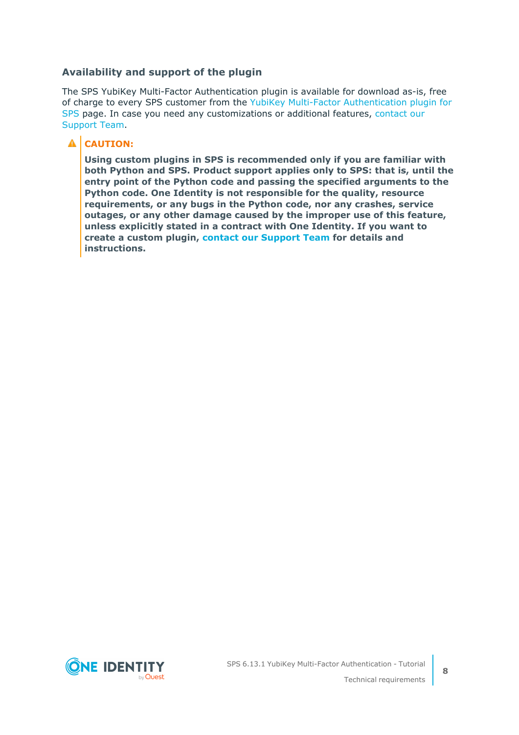### Availability and support of the plugin

The SPS YubiKey Multi-Factor Authentication plugin is available for download as-is, free of charge to every SPS customer from the YubiKey Multi-Factor Authentication plugin for SPS page. In case you need any customizations or additional features, contact our Support Team.

> **CAUTION:**
>
> **Using custom plugins in SPS is recommended only if you are familiar with both Python and SPS. Product support applies only to SPS: that is, until the entry point of the Python code and passing the specified arguments to the Python code. One Identity is not responsible for the quality, resource requirements, or any bugs in the Python code, nor any crashes, service outages, or any other damage caused by the improper use of this feature, unless explicitly stated in a contract with One Identity. If you want to create a custom plugin, contact our Support Team for details and instructions.**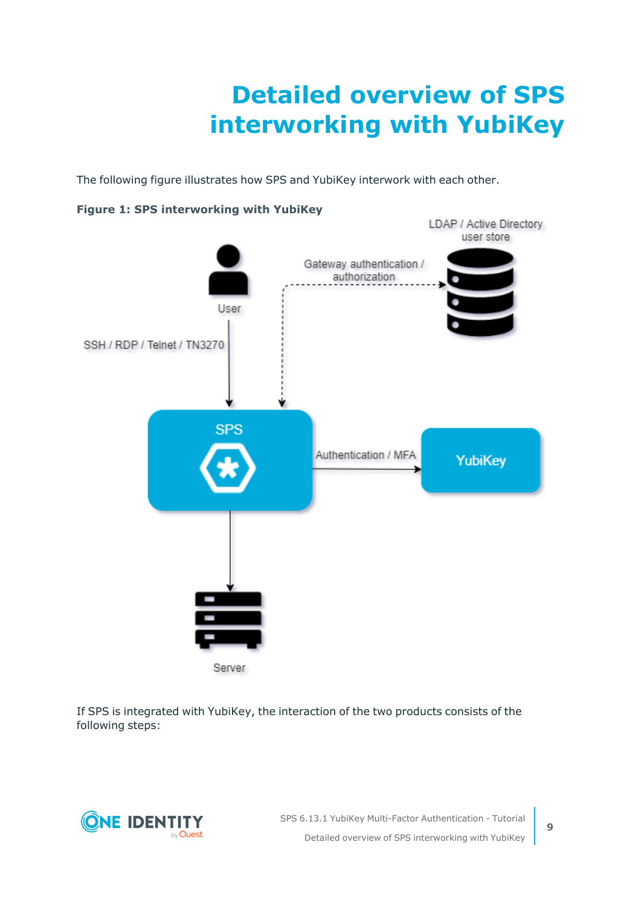# Detailed overview of SPS interworking with YubiKey

The following figure illustrates how SPS and YubiKey interwork with each other.

**Figure 1: SPS interworking with YubiKey**

If SPS is integrated with YubiKey, the interaction of the two products consists of the following steps: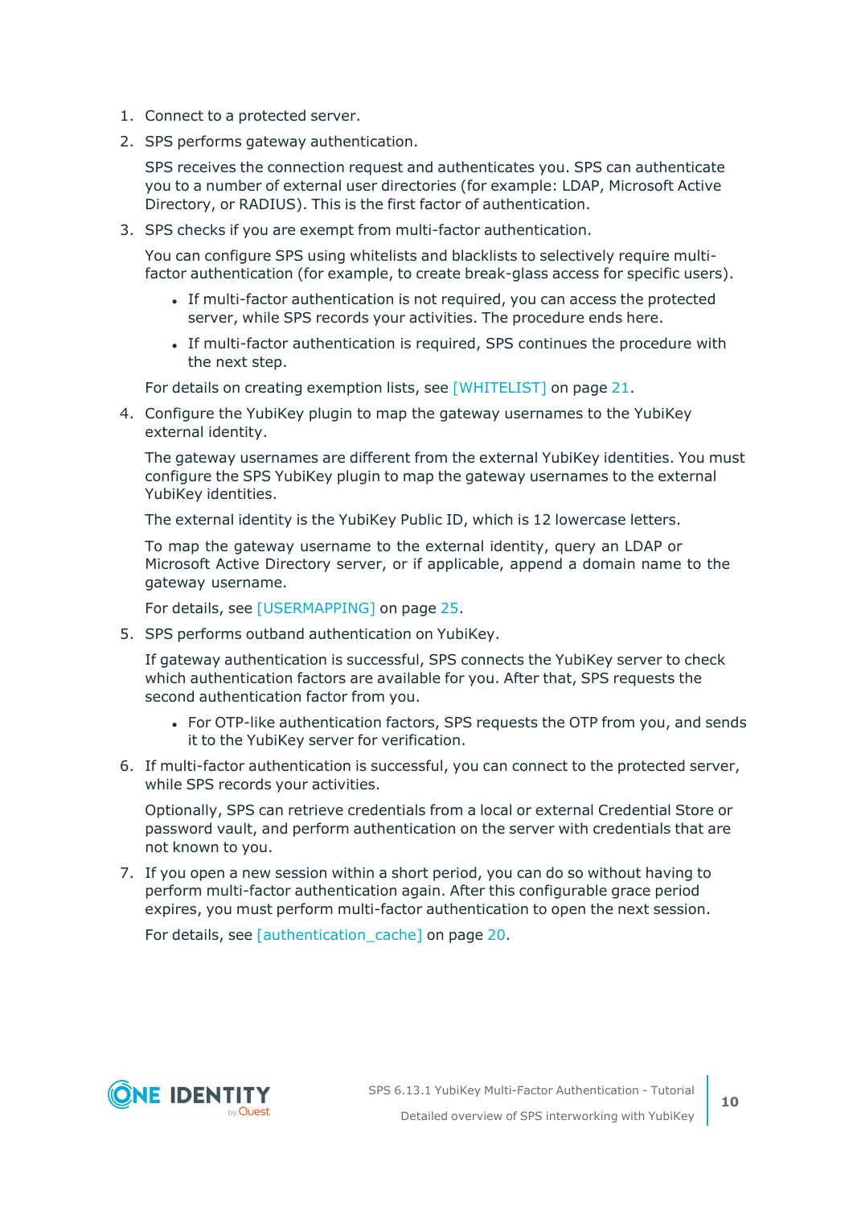1. Connect to a protected server.
2. SPS performs gateway authentication.

   SPS receives the connection request and authenticates you. SPS can authenticate you to a number of external user directories (for example: LDAP, Microsoft Active Directory, or RADIUS). This is the first factor of authentication.
3. SPS checks if you are exempt from multi-factor authentication.

   You can configure SPS using whitelists and blacklists to selectively require multi-factor authentication (for example, to create break-glass access for specific users).

   - If multi-factor authentication is not required, you can access the protected server, while SPS records your activities. The procedure ends here.
   - If multi-factor authentication is required, SPS continues the procedure with the next step.

   For details on creating exemption lists, see [WHITELIST] on page 21.
4. Configure the YubiKey plugin to map the gateway usernames to the YubiKey external identity.

   The gateway usernames are different from the external YubiKey identities. You must configure the SPS YubiKey plugin to map the gateway usernames to the external YubiKey identities.

   The external identity is the YubiKey Public ID, which is 12 lowercase letters.

   To map the gateway username to the external identity, query an LDAP or Microsoft Active Directory server, or if applicable, append a domain name to the gateway username.

   For details, see [USERMAPPING] on page 25.
5. SPS performs outband authentication on YubiKey.

   If gateway authentication is successful, SPS connects the YubiKey server to check which authentication factors are available for you. After that, SPS requests the second authentication factor from you.

   - For OTP-like authentication factors, SPS requests the OTP from you, and sends it to the YubiKey server for verification.
6. If multi-factor authentication is successful, you can connect to the protected server, while SPS records your activities.

   Optionally, SPS can retrieve credentials from a local or external Credential Store or password vault, and perform authentication on the server with credentials that are not known to you.
7. If you open a new session within a short period, you can do so without having to perform multi-factor authentication again. After this configurable grace period expires, you must perform multi-factor authentication to open the next session.

   For details, see [authentication_cache] on page 20.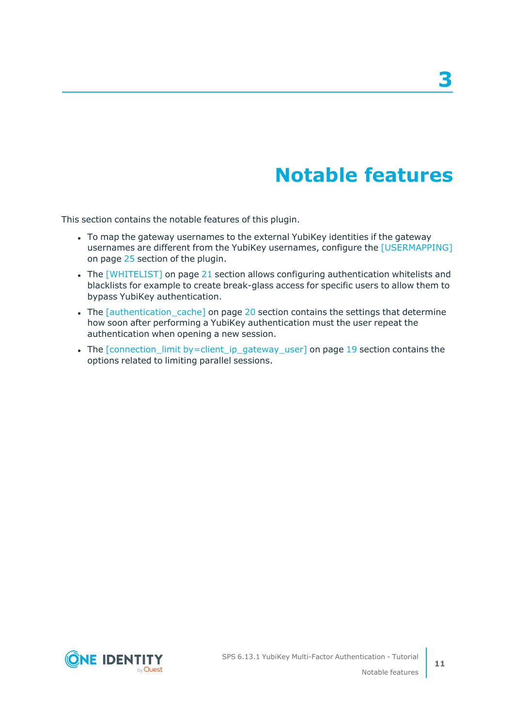# 3 Notable features

This section contains the notable features of this plugin.

- To map the gateway usernames to the external YubiKey identities if the gateway usernames are different from the YubiKey usernames, configure the [USERMAPPING] on page 25 section of the plugin.
- The [WHITELIST] on page 21 section allows configuring authentication whitelists and blacklists for example to create break-glass access for specific users to allow them to bypass YubiKey authentication.
- The [authentication_cache] on page 20 section contains the settings that determine how soon after performing a YubiKey authentication must the user repeat the authentication when opening a new session.
- The [connection_limit by=client_ip_gateway_user] on page 19 section contains the options related to limiting parallel sessions.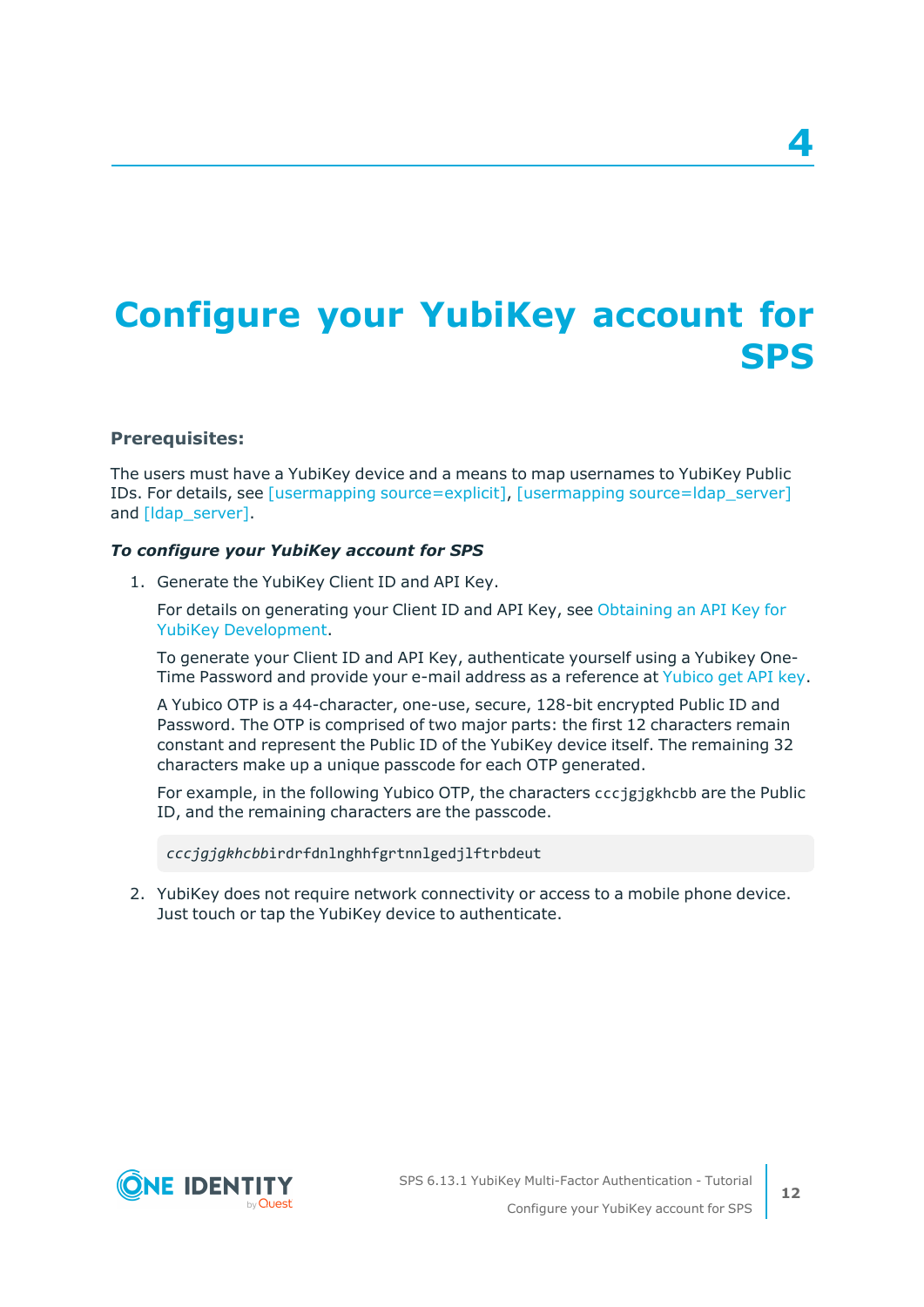# 4

# Configure your YubiKey account for SPS

**Prerequisites:**

The users must have a YubiKey device and a means to map usernames to YubiKey Public IDs. For details, see [usermapping source=explicit], [usermapping source=ldap_server] and [ldap_server].

***To configure your YubiKey account for SPS***

1. Generate the YubiKey Client ID and API Key.

   For details on generating your Client ID and API Key, see Obtaining an API Key for YubiKey Development.

   To generate your Client ID and API Key, authenticate yourself using a Yubikey One-Time Password and provide your e-mail address as a reference at Yubico get API key.

   A Yubico OTP is a 44-character, one-use, secure, 128-bit encrypted Public ID and Password. The OTP is comprised of two major parts: the first 12 characters remain constant and represent the Public ID of the YubiKey device itself. The remaining 32 characters make up a unique passcode for each OTP generated.

   For example, in the following Yubico OTP, the characters `cccjgjgkhcbb` are the Public ID, and the remaining characters are the passcode.

   ```
   cccjgjgkhcbbirdrfdnlnghhfgrtnnlgedjlftrbdeut
   ```

2. YubiKey does not require network connectivity or access to a mobile phone device. Just touch or tap the YubiKey device to authenticate.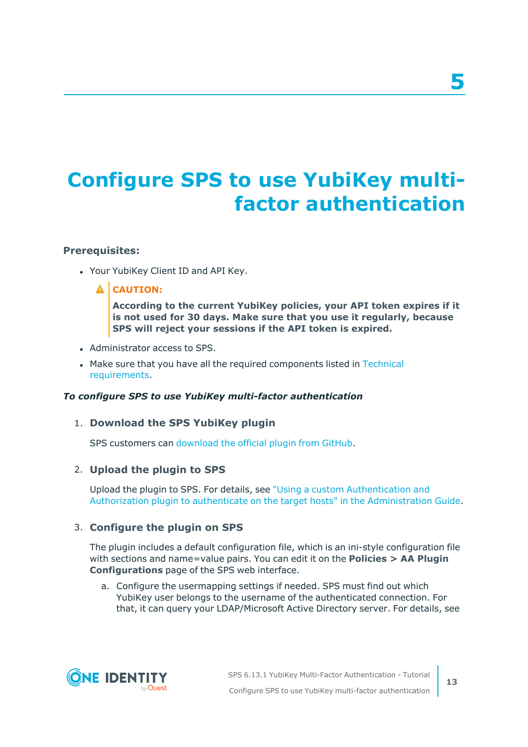# 5

# Configure SPS to use YubiKey multi-factor authentication

**Prerequisites:**

- Your YubiKey Client ID and API Key.

  > **CAUTION:**
  >
  > **According to the current YubiKey policies, your API token expires if it is not used for 30 days. Make sure that you use it regularly, because SPS will reject your sessions if the API token is expired.**

- Administrator access to SPS.
- Make sure that you have all the required components listed in Technical requirements.

***To configure SPS to use YubiKey multi-factor authentication***

1. **Download the SPS YubiKey plugin**

   SPS customers can download the official plugin from GitHub.

2. **Upload the plugin to SPS**

   Upload the plugin to SPS. For details, see "Using a custom Authentication and Authorization plugin to authenticate on the target hosts" in the Administration Guide.

3. **Configure the plugin on SPS**

   The plugin includes a default configuration file, which is an ini-style configuration file with sections and name=value pairs. You can edit it on the **Policies > AA Plugin Configurations** page of the SPS web interface.

   a. Configure the usermapping settings if needed. SPS must find out which YubiKey user belongs to the username of the authenticated connection. For that, it can query your LDAP/Microsoft Active Directory server. For details, see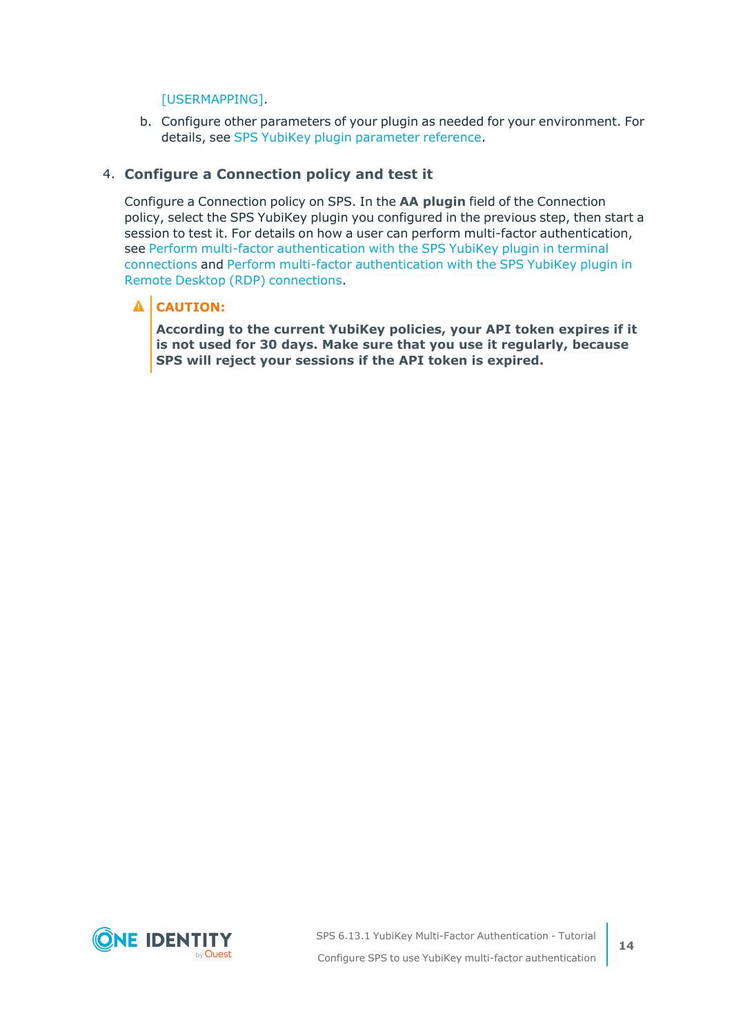[USERMAPPING].

b. Configure other parameters of your plugin as needed for your environment. For details, see SPS YubiKey plugin parameter reference.

4. **Configure a Connection policy and test it**

   Configure a Connection policy on SPS. In the **AA plugin** field of the Connection policy, select the SPS YubiKey plugin you configured in the previous step, then start a session to test it. For details on how a user can perform multi-factor authentication, see Perform multi-factor authentication with the SPS YubiKey plugin in terminal connections and Perform multi-factor authentication with the SPS YubiKey plugin in Remote Desktop (RDP) connections.

   > **CAUTION:**
   >
   > **According to the current YubiKey policies, your API token expires if it is not used for 30 days. Make sure that you use it regularly, because SPS will reject your sessions if the API token is expired.**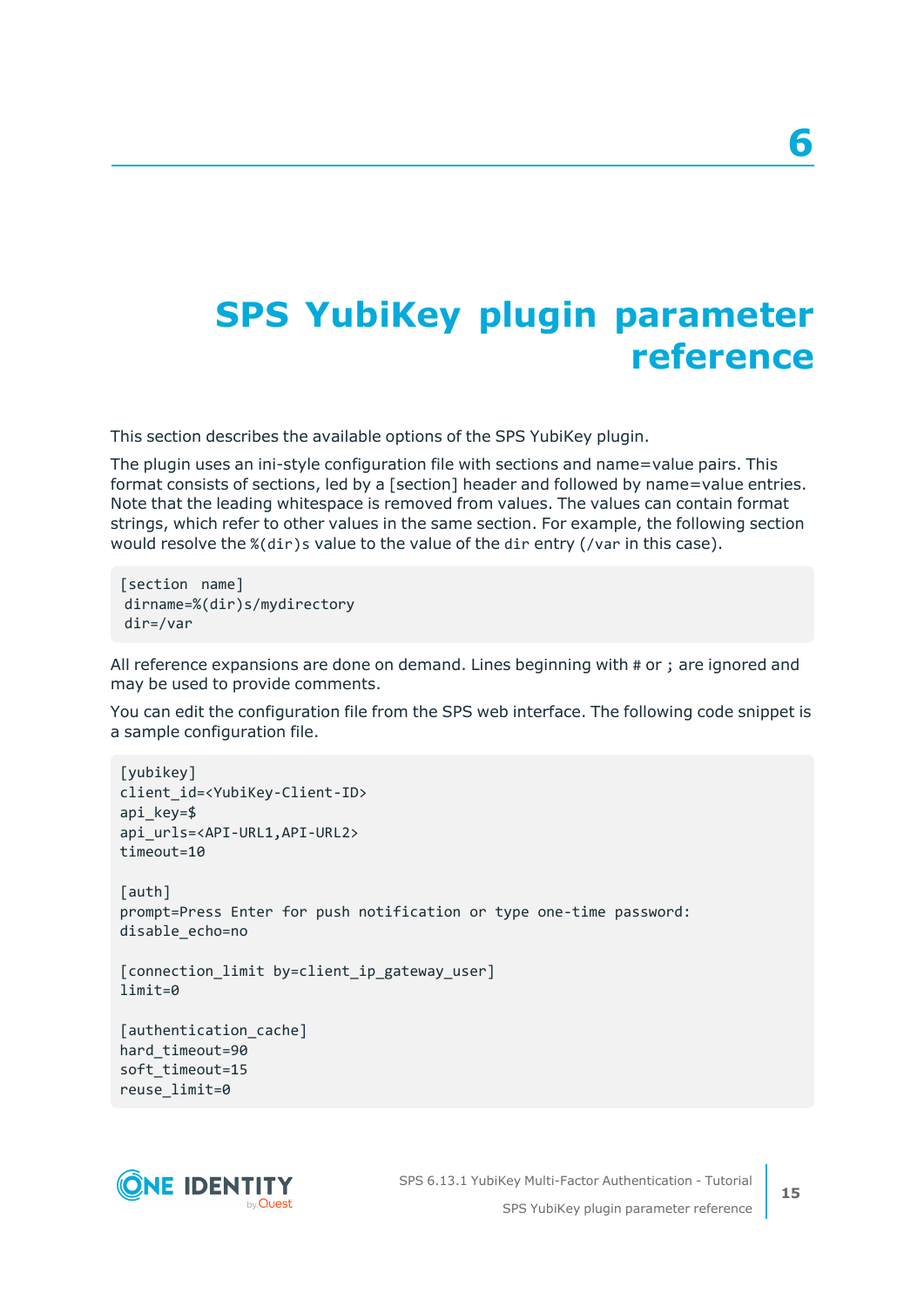# 6 SPS YubiKey plugin parameter reference

This section describes the available options of the SPS YubiKey plugin.

The plugin uses an ini-style configuration file with sections and name=value pairs. This format consists of sections, led by a [section] header and followed by name=value entries. Note that the leading whitespace is removed from values. The values can contain format strings, which refer to other values in the same section. For example, the following section would resolve the `%(dir)s` value to the value of the `dir` entry (`/var` in this case).

```
[section  name]
 dirname=%(dir)s/mydirectory
 dir=/var
```

All reference expansions are done on demand. Lines beginning with `#` or `;` are ignored and may be used to provide comments.

You can edit the configuration file from the SPS web interface. The following code snippet is a sample configuration file.

```
[yubikey]
client_id=<YubiKey-Client-ID>
api_key=$
api_urls=<API-URL1,API-URL2>
timeout=10

[auth]
prompt=Press Enter for push notification or type one-time password:
disable_echo=no

[connection_limit by=client_ip_gateway_user]
limit=0

[authentication_cache]
hard_timeout=90
soft_timeout=15
reuse_limit=0
```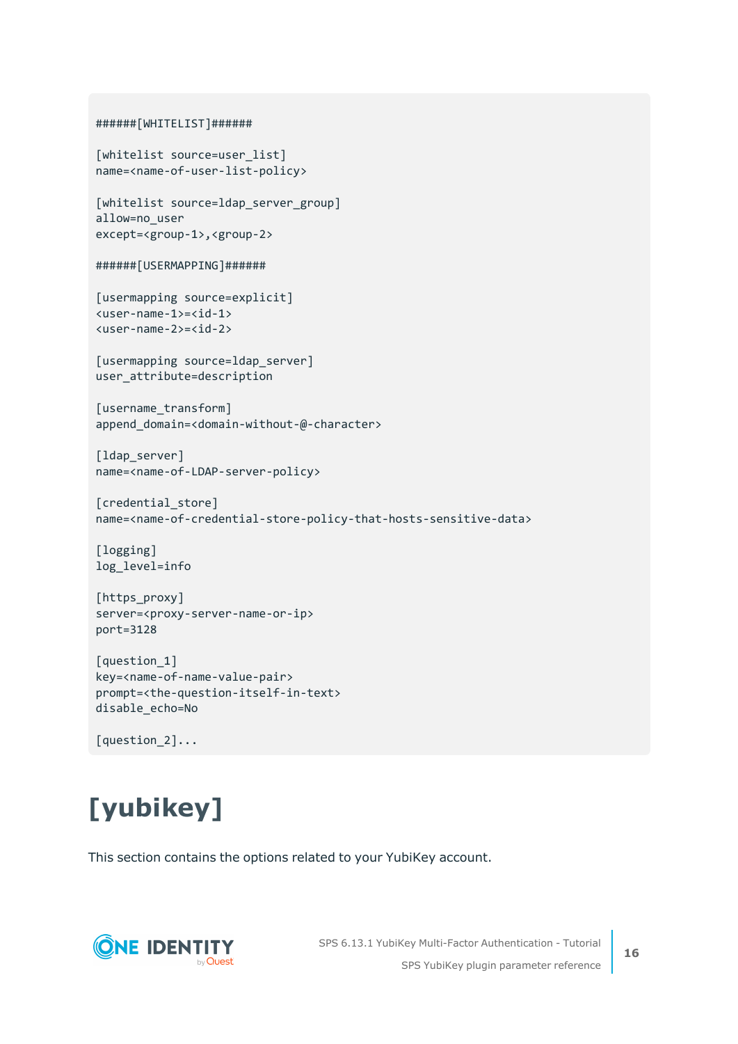```
######[WHITELIST]######

[whitelist source=user_list]
name=<name-of-user-list-policy>

[whitelist source=ldap_server_group]
allow=no_user
except=<group-1>,<group-2>

######[USERMAPPING]######

[usermapping source=explicit]
<user-name-1>=<id-1>
<user-name-2>=<id-2>

[usermapping source=ldap_server]
user_attribute=description

[username_transform]
append_domain=<domain-without-@-character>

[ldap_server]
name=<name-of-LDAP-server-policy>

[credential_store]
name=<name-of-credential-store-policy-that-hosts-sensitive-data>

[logging]
log_level=info

[https_proxy]
server=<proxy-server-name-or-ip>
port=3128

[question_1]
key=<name-of-name-value-pair>
prompt=<the-question-itself-in-text>
disable_echo=No

[question_2]...
```

# [yubikey]

This section contains the options related to your YubiKey account.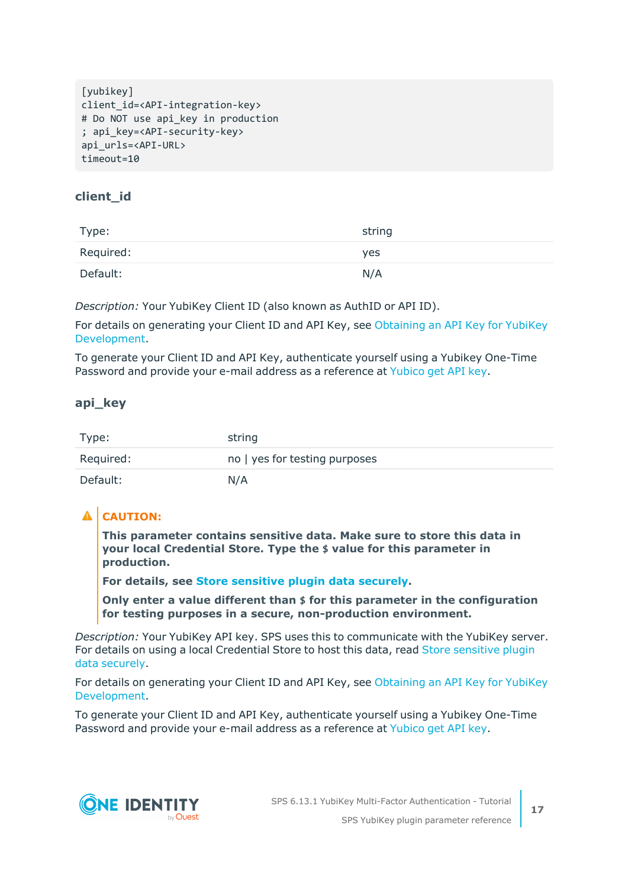```
[yubikey]
client_id=<API-integration-key>
# Do NOT use api_key in production
; api_key=<API-security-key>
api_urls=<API-URL>
timeout=10
```

### client_id

| | |
|---|---|
| Type: | string |
| Required: | yes |
| Default: | N/A |

*Description:* Your YubiKey Client ID (also known as AuthID or API ID).

For details on generating your Client ID and API Key, see Obtaining an API Key for YubiKey Development.

To generate your Client ID and API Key, authenticate yourself using a Yubikey One-Time Password and provide your e-mail address as a reference at Yubico get API key.

### api_key

| | |
|---|---|
| Type: | string |
| Required: | no \| yes for testing purposes |
| Default: | N/A |

> **CAUTION:**
>
> **This parameter contains sensitive data. Make sure to store this data in your local Credential Store. Type the $ value for this parameter in production.**
>
> **For details, see Store sensitive plugin data securely.**
>
> **Only enter a value different than $ for this parameter in the configuration for testing purposes in a secure, non-production environment.**

*Description:* Your YubiKey API key. SPS uses this to communicate with the YubiKey server. For details on using a local Credential Store to host this data, read Store sensitive plugin data securely.

For details on generating your Client ID and API Key, see Obtaining an API Key for YubiKey Development.

To generate your Client ID and API Key, authenticate yourself using a Yubikey One-Time Password and provide your e-mail address as a reference at Yubico get API key.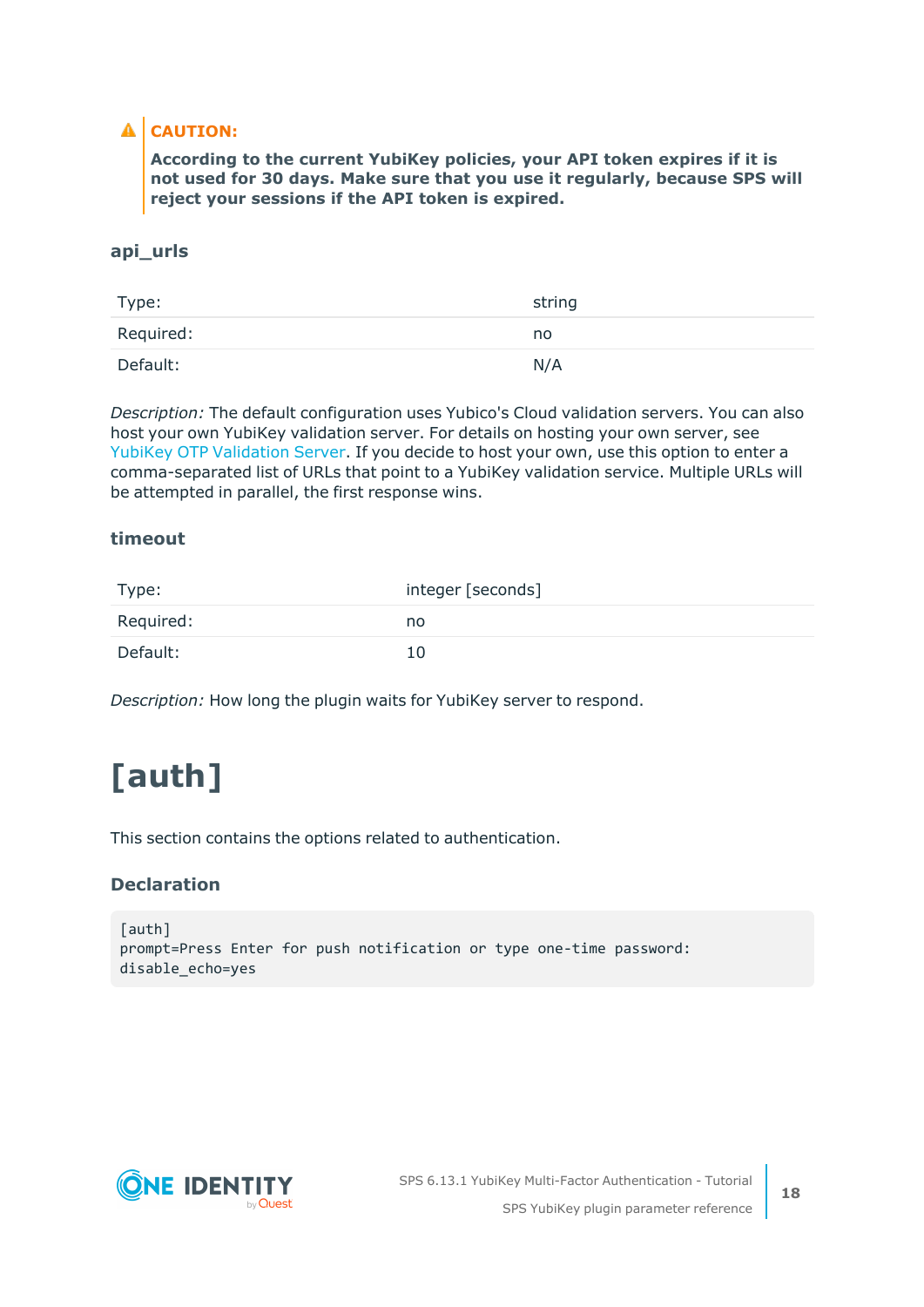> **CAUTION:**
>
> **According to the current YubiKey policies, your API token expires if it is not used for 30 days. Make sure that you use it regularly, because SPS will reject your sessions if the API token is expired.**

### api_urls

| | |
|---|---|
| Type: | string |
| Required: | no |
| Default: | N/A |

*Description:* The default configuration uses Yubico's Cloud validation servers. You can also host your own YubiKey validation server. For details on hosting your own server, see YubiKey OTP Validation Server. If you decide to host your own, use this option to enter a comma-separated list of URLs that point to a YubiKey validation service. Multiple URLs will be attempted in parallel, the first response wins.

### timeout

| | |
|---|---|
| Type: | integer [seconds] |
| Required: | no |
| Default: | 10 |

*Description:* How long the plugin waits for YubiKey server to respond.

# [auth]

This section contains the options related to authentication.

### Declaration

```
[auth]
prompt=Press Enter for push notification or type one-time password:
disable_echo=yes
```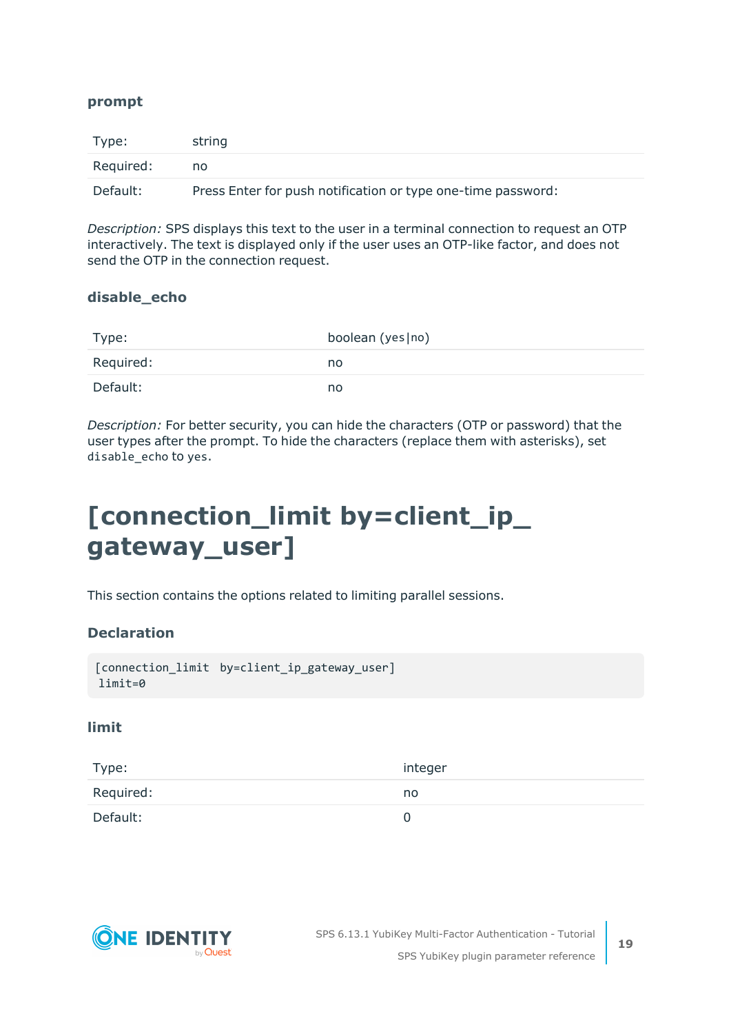### prompt

| Type: | string |
|---|---|
| Required: | no |
| Default: | Press Enter for push notification or type one-time password: |

*Description:* SPS displays this text to the user in a terminal connection to request an OTP interactively. The text is displayed only if the user uses an OTP-like factor, and does not send the OTP in the connection request.

### disable_echo

| Type: | boolean (`yes|no`) |
|---|---|
| Required: | no |
| Default: | no |

*Description:* For better security, you can hide the characters (OTP or password) that the user types after the prompt. To hide the characters (replace them with asterisks), set `disable_echo` to `yes`.

# [connection_limit by=client_ip_gateway_user]

This section contains the options related to limiting parallel sessions.

### Declaration

```
[connection_limit  by=client_ip_gateway_user]
 limit=0
```

### limit

| Type: | integer |
|---|---|
| Required: | no |
| Default: | 0 |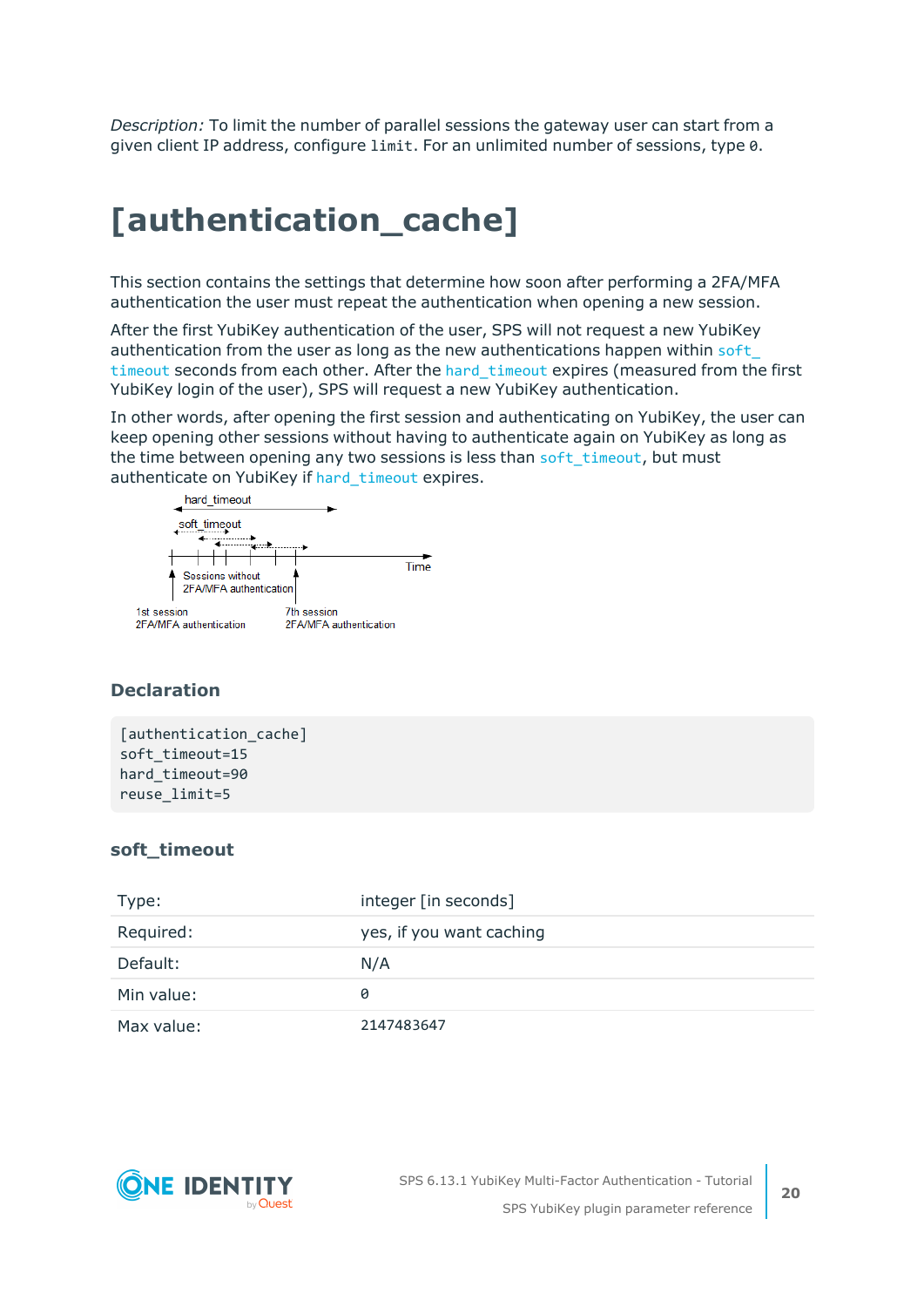*Description:* To limit the number of parallel sessions the gateway user can start from a given client IP address, configure `limit`. For an unlimited number of sessions, type `0`.

# [authentication_cache]

This section contains the settings that determine how soon after performing a 2FA/MFA authentication the user must repeat the authentication when opening a new session.

After the first YubiKey authentication of the user, SPS will not request a new YubiKey authentication from the user as long as the new authentications happen within `soft_timeout` seconds from each other. After the `hard_timeout` expires (measured from the first YubiKey login of the user), SPS will request a new YubiKey authentication.

In other words, after opening the first session and authenticating on YubiKey, the user can keep opening other sessions without having to authenticate again on YubiKey as long as the time between opening any two sessions is less than `soft_timeout`, but must authenticate on YubiKey if `hard_timeout` expires.

hard_timeout

soft_timeout

Time

Sessions without 2FA/MFA authentication

1st session 2FA/MFA authentication

7th session 2FA/MFA authentication

### Declaration

```
[authentication_cache]
soft_timeout=15
hard_timeout=90
reuse_limit=5
```

### soft_timeout

| | |
|---|---|
| Type: | integer [in seconds] |
| Required: | yes, if you want caching |
| Default: | N/A |
| Min value: | `0` |
| Max value: | 2147483647 |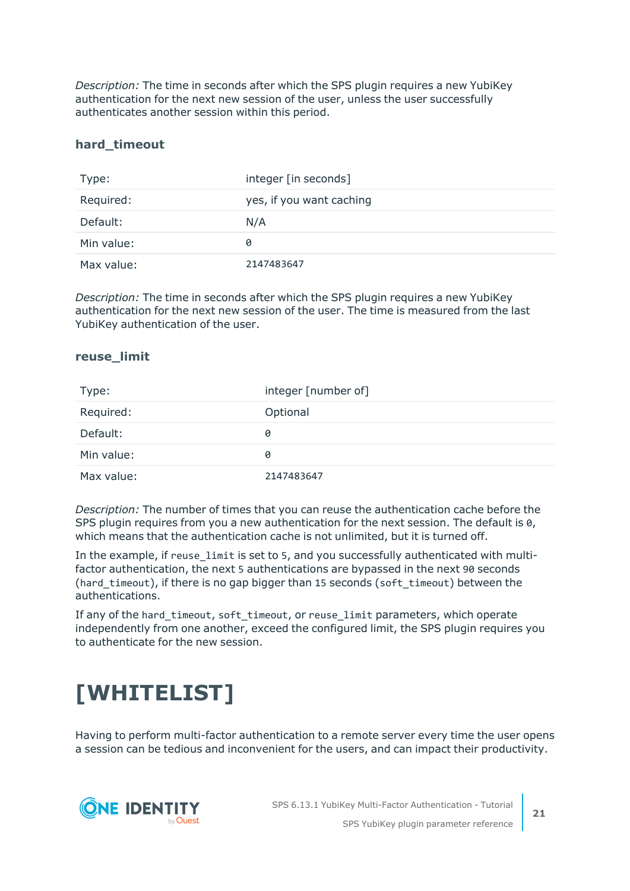*Description:* The time in seconds after which the SPS plugin requires a new YubiKey authentication for the next new session of the user, unless the user successfully authenticates another session within this period.

### hard_timeout

| | |
|---|---|
| Type: | integer [in seconds] |
| Required: | yes, if you want caching |
| Default: | N/A |
| Min value: | `0` |
| Max value: | `2147483647` |

*Description:* The time in seconds after which the SPS plugin requires a new YubiKey authentication for the next new session of the user. The time is measured from the last YubiKey authentication of the user.

### reuse_limit

| | |
|---|---|
| Type: | integer [number of] |
| Required: | Optional |
| Default: | `0` |
| Min value: | `0` |
| Max value: | `2147483647` |

*Description:* The number of times that you can reuse the authentication cache before the SPS plugin requires from you a new authentication for the next session. The default is `0`, which means that the authentication cache is not unlimited, but it is turned off.

In the example, if `reuse_limit` is set to `5`, and you successfully authenticated with multi-factor authentication, the next `5` authentications are bypassed in the next `90` seconds (`hard_timeout`), if there is no gap bigger than `15` seconds (`soft_timeout`) between the authentications.

If any of the `hard_timeout`, `soft_timeout`, or `reuse_limit` parameters, which operate independently from one another, exceed the configured limit, the SPS plugin requires you to authenticate for the new session.

# [WHITELIST]

Having to perform multi-factor authentication to a remote server every time the user opens a session can be tedious and inconvenient for the users, and can impact their productivity.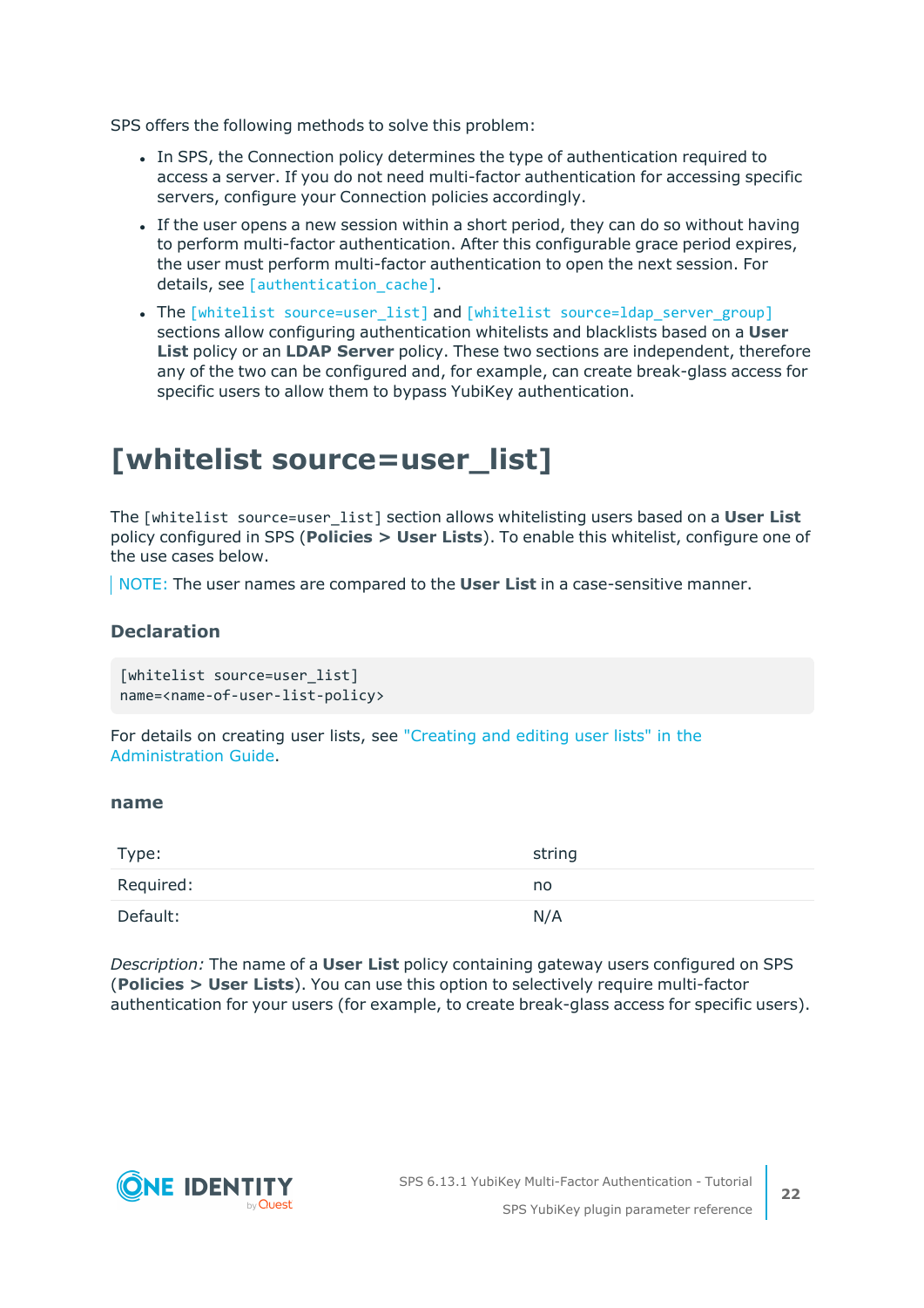SPS offers the following methods to solve this problem:

- In SPS, the Connection policy determines the type of authentication required to access a server. If you do not need multi-factor authentication for accessing specific servers, configure your Connection policies accordingly.
- If the user opens a new session within a short period, they can do so without having to perform multi-factor authentication. After this configurable grace period expires, the user must perform multi-factor authentication to open the next session. For details, see `[authentication_cache]`.
- The `[whitelist source=user_list]` and `[whitelist source=ldap_server_group]` sections allow configuring authentication whitelists and blacklists based on a **User List** policy or an **LDAP Server** policy. These two sections are independent, therefore any of the two can be configured and, for example, can create break-glass access for specific users to allow them to bypass YubiKey authentication.

# [whitelist source=user_list]

The `[whitelist source=user_list]` section allows whitelisting users based on a **User List** policy configured in SPS (**Policies > User Lists**). To enable this whitelist, configure one of the use cases below.

NOTE: The user names are compared to the **User List** in a case-sensitive manner.

### Declaration

```
[whitelist source=user_list]
name=<name-of-user-list-policy>
```

For details on creating user lists, see "Creating and editing user lists" in the Administration Guide.

#### name

| | |
|---|---|
| Type: | string |
| Required: | no |
| Default: | N/A |

*Description:* The name of a **User List** policy containing gateway users configured on SPS (**Policies > User Lists**). You can use this option to selectively require multi-factor authentication for your users (for example, to create break-glass access for specific users).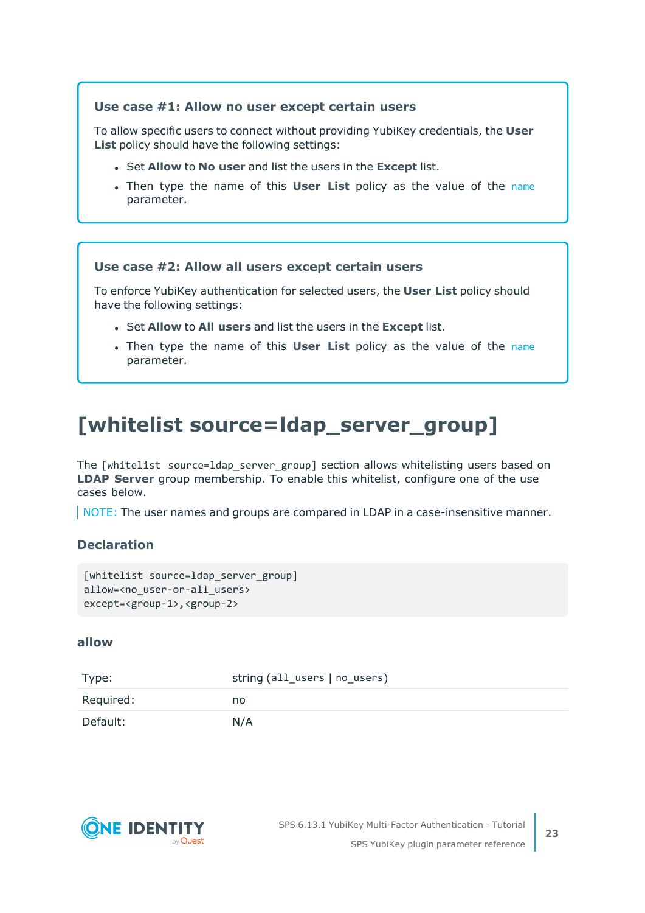**Use case #1: Allow no user except certain users**

To allow specific users to connect without providing YubiKey credentials, the **User List** policy should have the following settings:

- Set **Allow** to **No user** and list the users in the **Except** list.
- Then type the name of this **User List** policy as the value of the `name` parameter.

**Use case #2: Allow all users except certain users**

To enforce YubiKey authentication for selected users, the **User List** policy should have the following settings:

- Set **Allow** to **All users** and list the users in the **Except** list.
- Then type the name of this **User List** policy as the value of the `name` parameter.

# [whitelist source=ldap_server_group]

The `[whitelist source=ldap_server_group]` section allows whitelisting users based on **LDAP Server** group membership. To enable this whitelist, configure one of the use cases below.

NOTE: The user names and groups are compared in LDAP in a case-insensitive manner.

### Declaration

```
[whitelist source=ldap_server_group]
allow=<no_user-or-all_users>
except=<group-1>,<group-2>
```

### allow

| | |
|---|---|
| Type: | string (`all_users` \| `no_users`) |
| Required: | no |
| Default: | N/A |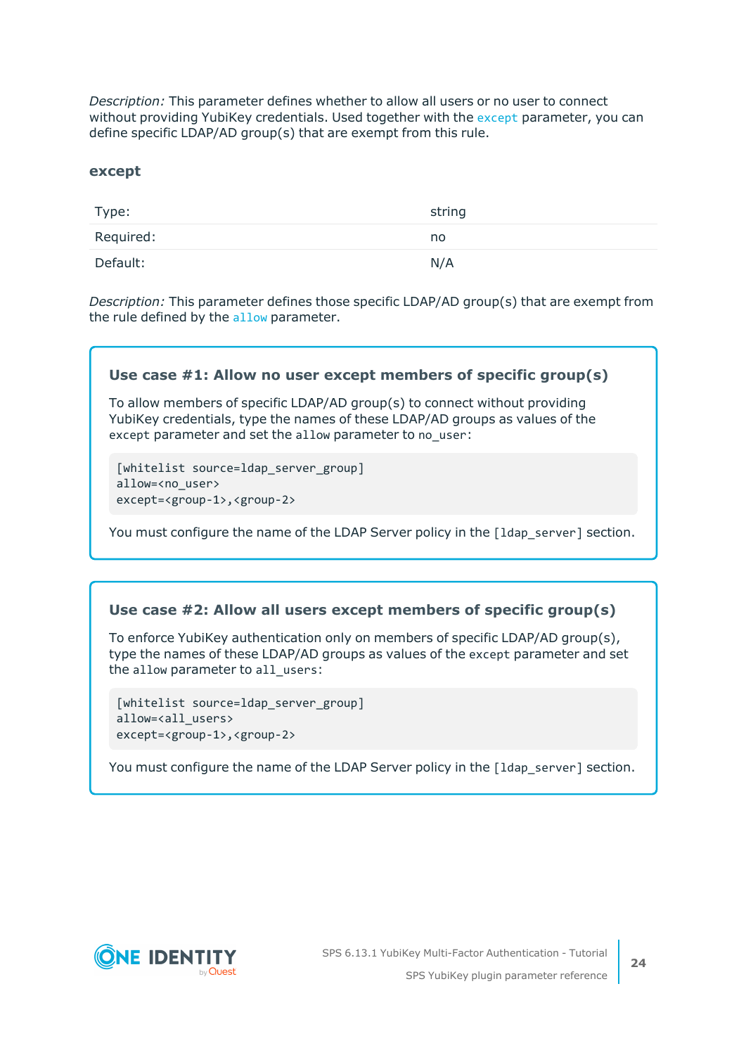*Description:* This parameter defines whether to allow all users or no user to connect without providing YubiKey credentials. Used together with the `except` parameter, you can define specific LDAP/AD group(s) that are exempt from this rule.

### except

| | |
|---|---|
| Type: | string |
| Required: | no |
| Default: | N/A |

*Description:* This parameter defines those specific LDAP/AD group(s) that are exempt from the rule defined by the `allow` parameter.

> **Use case #1: Allow no user except members of specific group(s)**
>
> To allow members of specific LDAP/AD group(s) to connect without providing YubiKey credentials, type the names of these LDAP/AD groups as values of the `except` parameter and set the `allow` parameter to `no_user`:
>
> ```
> [whitelist source=ldap_server_group]
> allow=<no_user>
> except=<group-1>,<group-2>
> ```
>
> You must configure the name of the LDAP Server policy in the `[ldap_server]` section.

> **Use case #2: Allow all users except members of specific group(s)**
>
> To enforce YubiKey authentication only on members of specific LDAP/AD group(s), type the names of these LDAP/AD groups as values of the `except` parameter and set the `allow` parameter to `all_users`:
>
> ```
> [whitelist source=ldap_server_group]
> allow=<all_users>
> except=<group-1>,<group-2>
> ```
>
> You must configure the name of the LDAP Server policy in the `[ldap_server]` section.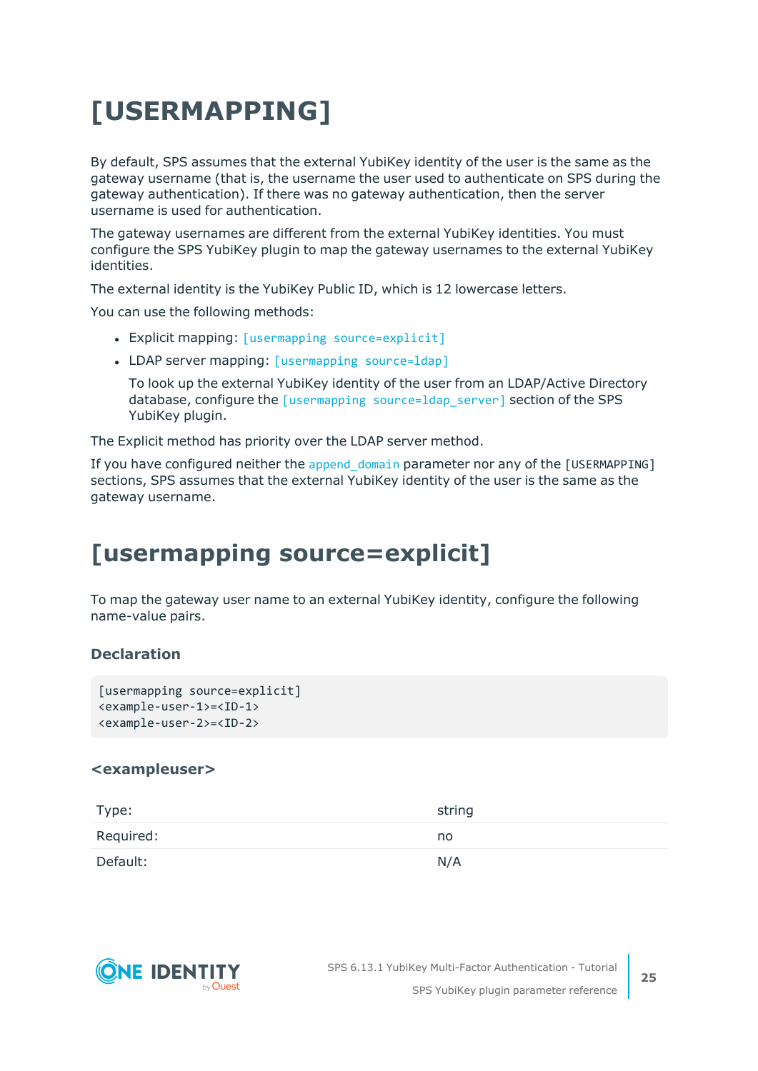# [USERMAPPING]

By default, SPS assumes that the external YubiKey identity of the user is the same as the gateway username (that is, the username the user used to authenticate on SPS during the gateway authentication). If there was no gateway authentication, then the server username is used for authentication.

The gateway usernames are different from the external YubiKey identities. You must configure the SPS YubiKey plugin to map the gateway usernames to the external YubiKey identities.

The external identity is the YubiKey Public ID, which is 12 lowercase letters.

You can use the following methods:

- Explicit mapping: `[usermapping source=explicit]`
- LDAP server mapping: `[usermapping source=ldap]`

  To look up the external YubiKey identity of the user from an LDAP/Active Directory database, configure the `[usermapping source=ldap_server]` section of the SPS YubiKey plugin.

The Explicit method has priority over the LDAP server method.

If you have configured neither the `append_domain` parameter nor any of the `[USERMAPPING]` sections, SPS assumes that the external YubiKey identity of the user is the same as the gateway username.

# [usermapping source=explicit]

To map the gateway user name to an external YubiKey identity, configure the following name-value pairs.

### Declaration

```
[usermapping source=explicit]
<example-user-1>=<ID-1>
<example-user-2>=<ID-2>
```

### <exampleuser>

| | |
|---|---|
| Type: | string |
| Required: | no |
| Default: | N/A |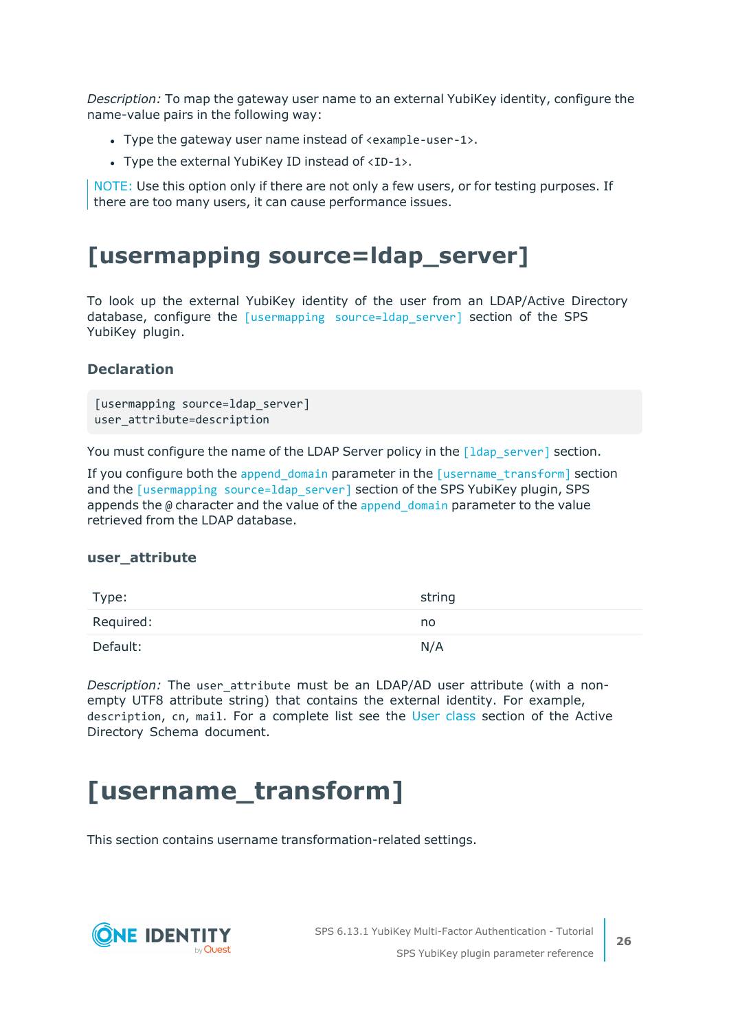*Description:* To map the gateway user name to an external YubiKey identity, configure the name-value pairs in the following way:

- Type the gateway user name instead of `<example-user-1>`.
- Type the external YubiKey ID instead of `<ID-1>`.

> NOTE: Use this option only if there are not only a few users, or for testing purposes. If there are too many users, it can cause performance issues.

# [usermapping source=ldap_server]

To look up the external YubiKey identity of the user from an LDAP/Active Directory database, configure the `[usermapping source=ldap_server]` section of the SPS YubiKey plugin.

### Declaration

```
[usermapping source=ldap_server]
user_attribute=description
```

You must configure the name of the LDAP Server policy in the `[ldap_server]` section.

If you configure both the `append_domain` parameter in the `[username_transform]` section and the `[usermapping source=ldap_server]` section of the SPS YubiKey plugin, SPS appends the `@` character and the value of the `append_domain` parameter to the value retrieved from the LDAP database.

### user_attribute

| | |
|---|---|
| Type: | string |
| Required: | no |
| Default: | N/A |

*Description:* The `user_attribute` must be an LDAP/AD user attribute (with a non-empty UTF8 attribute string) that contains the external identity. For example, `description`, `cn`, `mail`. For a complete list see the User class section of the Active Directory Schema document.

# [username_transform]

This section contains username transformation-related settings.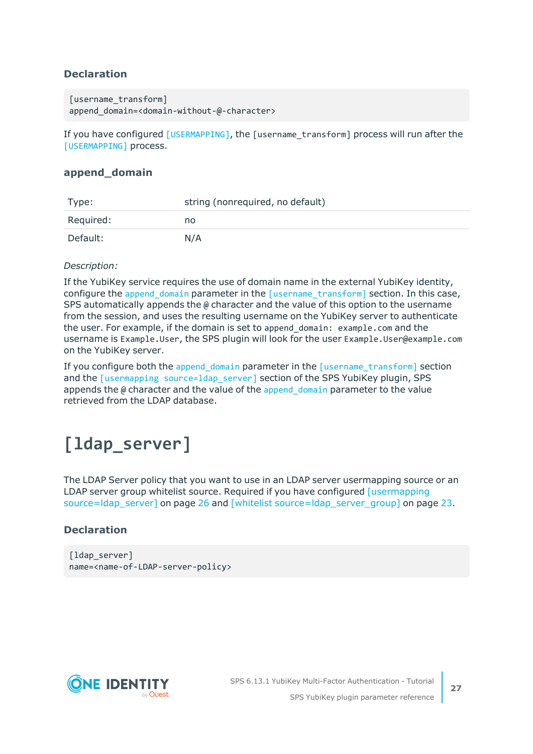### Declaration

```
[username_transform]
append_domain=<domain-without-@-character>
```

If you have configured [USERMAPPING], the [username_transform] process will run after the [USERMAPPING] process.

### append_domain

| Type: | string (nonrequired, no default) |
|---|---|
| Required: | no |
| Default: | N/A |

*Description:*

If the YubiKey service requires the use of domain name in the external YubiKey identity, configure the append_domain parameter in the [username_transform] section. In this case, SPS automatically appends the @ character and the value of this option to the username from the session, and uses the resulting username on the YubiKey server to authenticate the user. For example, if the domain is set to append_domain: example.com and the username is Example.User, the SPS plugin will look for the user Example.User@example.com on the YubiKey server.

If you configure both the append_domain parameter in the [username_transform] section and the [usermapping source=ldap_server] section of the SPS YubiKey plugin, SPS appends the @ character and the value of the append_domain parameter to the value retrieved from the LDAP database.

# [ldap_server]

The LDAP Server policy that you want to use in an LDAP server usermapping source or an LDAP server group whitelist source. Required if you have configured [usermapping source=ldap_server] on page 26 and [whitelist source=ldap_server_group] on page 23.

### Declaration

```
[ldap_server]
name=<name-of-LDAP-server-policy>
```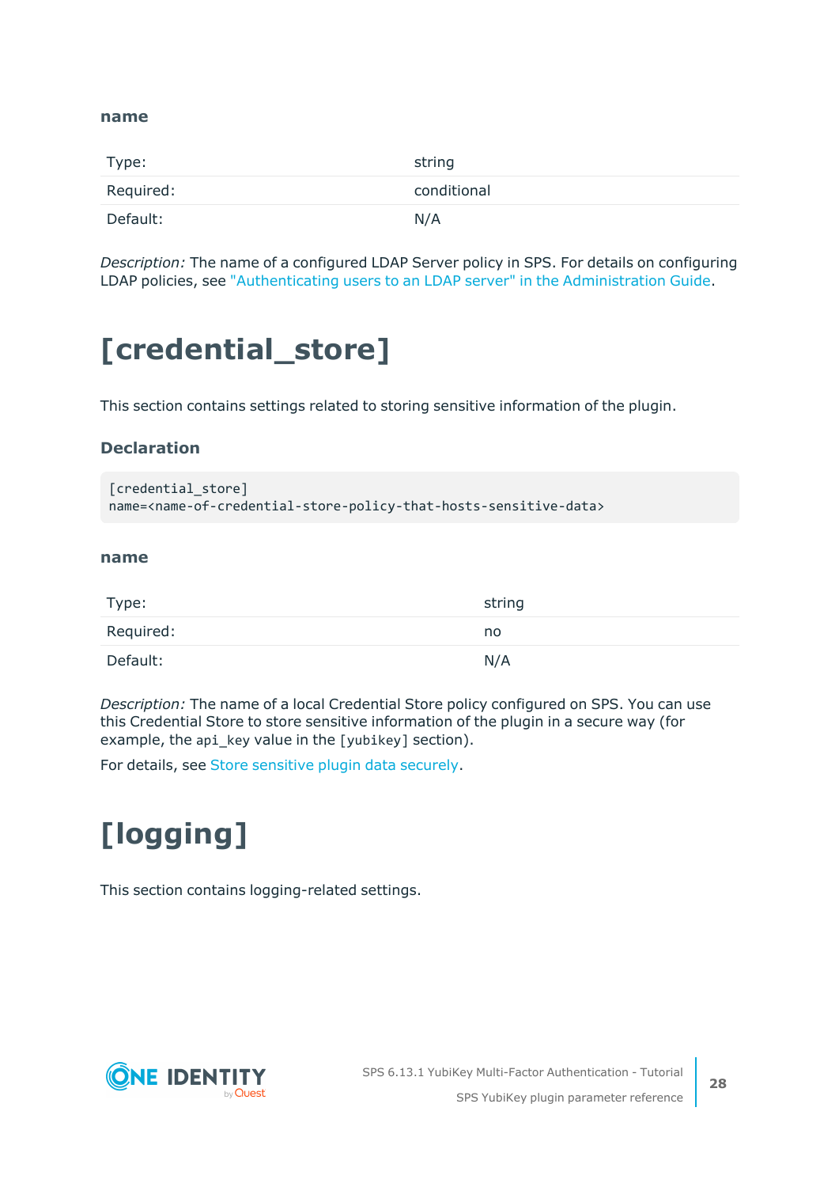#### name

| Type: | string |
|---|---|
| Required: | conditional |
| Default: | N/A |

*Description:* The name of a configured LDAP Server policy in SPS. For details on configuring LDAP policies, see "Authenticating users to an LDAP server" in the Administration Guide.

# [credential_store]

This section contains settings related to storing sensitive information of the plugin.

### Declaration

```
[credential_store]
name=<name-of-credential-store-policy-that-hosts-sensitive-data>
```

#### name

| Type: | string |
|---|---|
| Required: | no |
| Default: | N/A |

*Description:* The name of a local Credential Store policy configured on SPS. You can use this Credential Store to store sensitive information of the plugin in a secure way (for example, the `api_key` value in the `[yubikey]` section).

For details, see Store sensitive plugin data securely.

# [logging]

This section contains logging-related settings.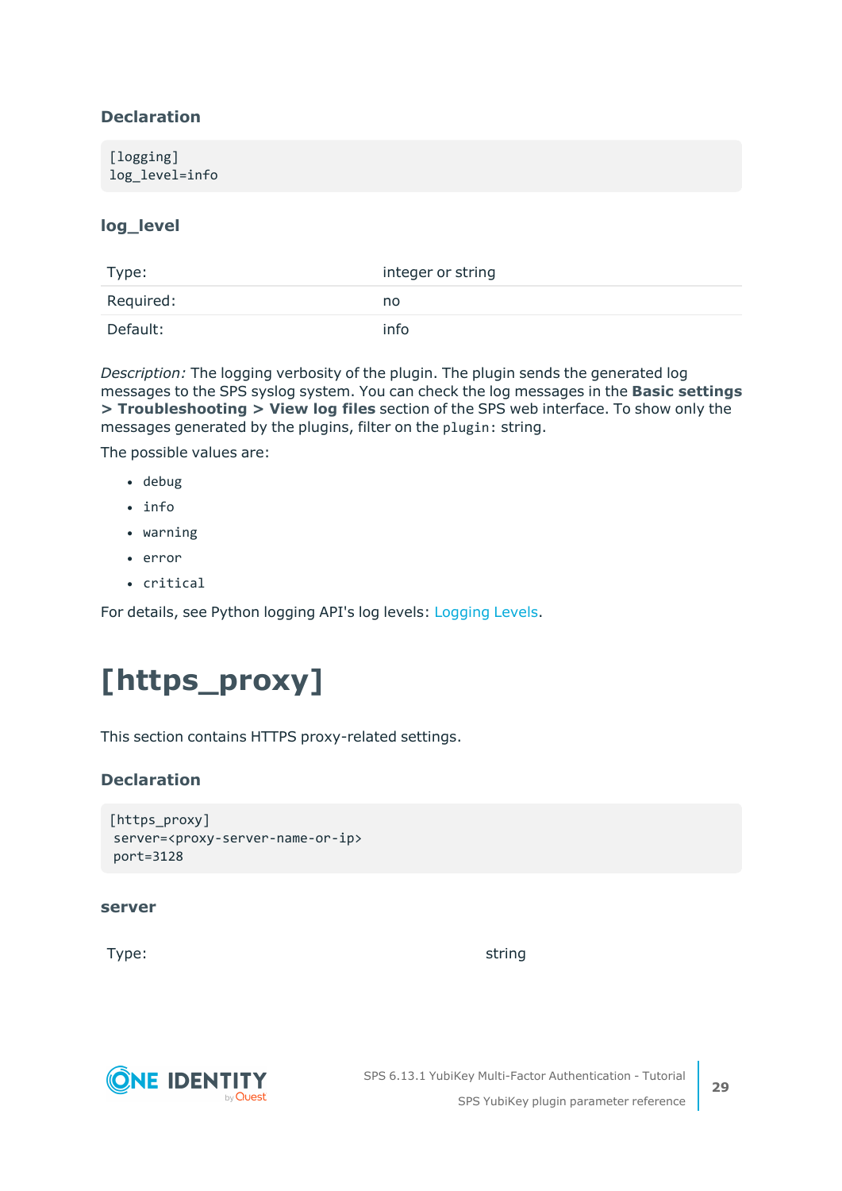### Declaration

```
[logging]
log_level=info
```

#### log_level

| | |
|---|---|
| Type: | integer or string |
| Required: | no |
| Default: | info |

*Description:* The logging verbosity of the plugin. The plugin sends the generated log messages to the SPS syslog system. You can check the log messages in the **Basic settings > Troubleshooting > View log files** section of the SPS web interface. To show only the messages generated by the plugins, filter on the `plugin:` string.

The possible values are:

- `debug`
- `info`
- `warning`
- `error`
- `critical`

For details, see Python logging API's log levels: Logging Levels.

# [https_proxy]

This section contains HTTPS proxy-related settings.

### Declaration

```
[https_proxy]
 server=<proxy-server-name-or-ip>
 port=3128
```

#### server

| | |
|---|---|
| Type: | string |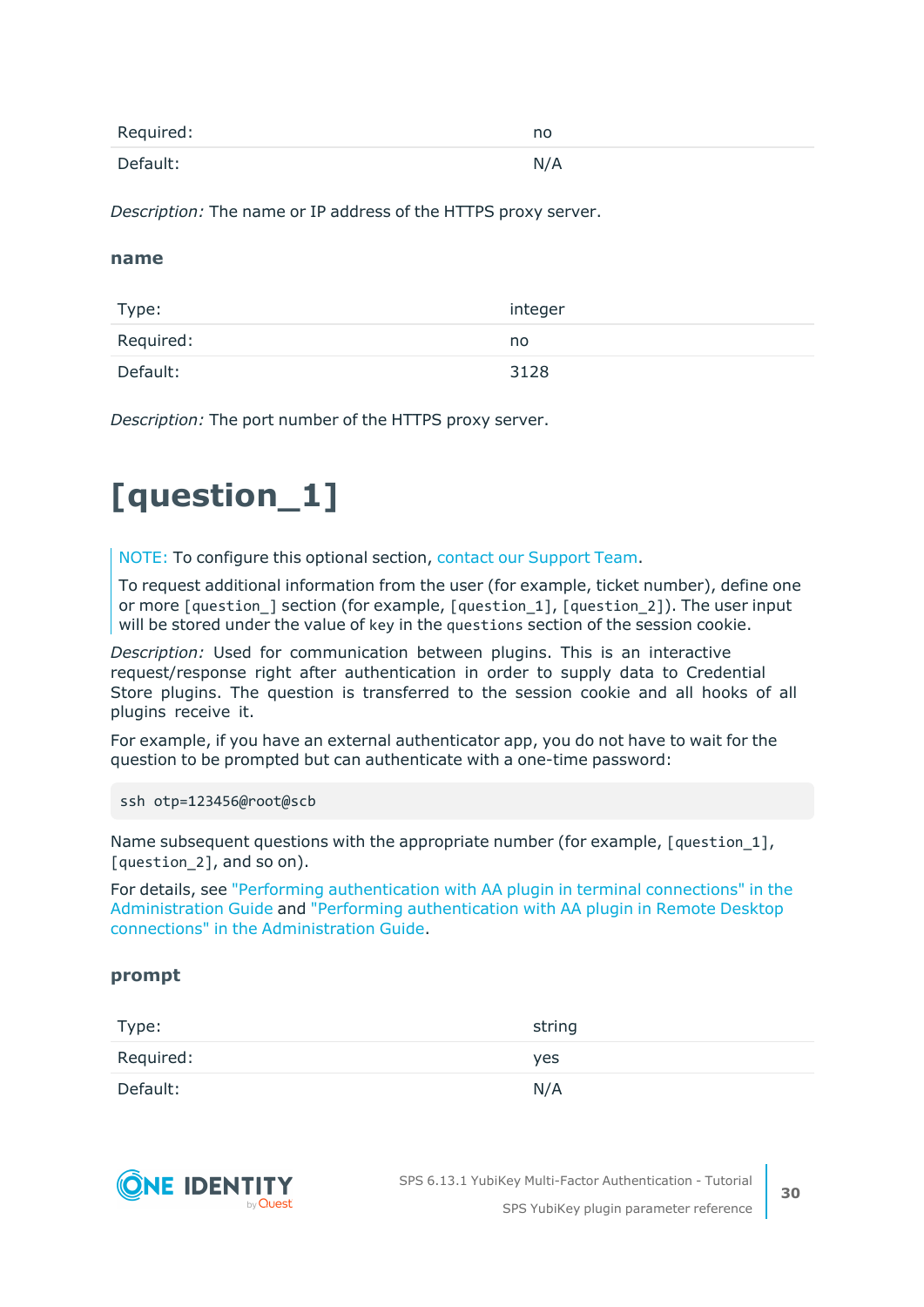| | |
|---|---|
| Required: | no |
| Default: | N/A |

*Description:* The name or IP address of the HTTPS proxy server.

### name

| | |
|---|---|
| Type: | integer |
| Required: | no |
| Default: | 3128 |

*Description:* The port number of the HTTPS proxy server.

# [question_1]

> NOTE: To configure this optional section, contact our Support Team.
>
> To request additional information from the user (for example, ticket number), define one or more `[question_]` section (for example, `[question_1]`, `[question_2]`). The user input will be stored under the value of `key` in the `questions` section of the session cookie.

*Description:* Used for communication between plugins. This is an interactive request/response right after authentication in order to supply data to Credential Store plugins. The question is transferred to the session cookie and all hooks of all plugins receive it.

For example, if you have an external authenticator app, you do not have to wait for the question to be prompted but can authenticate with a one-time password:

```
ssh otp=123456@root@scb
```

Name subsequent questions with the appropriate number (for example, `[question_1]`, `[question_2]`, and so on).

For details, see "Performing authentication with AA plugin in terminal connections" in the Administration Guide and "Performing authentication with AA plugin in Remote Desktop connections" in the Administration Guide.

### prompt

| | |
|---|---|
| Type: | string |
| Required: | yes |
| Default: | N/A |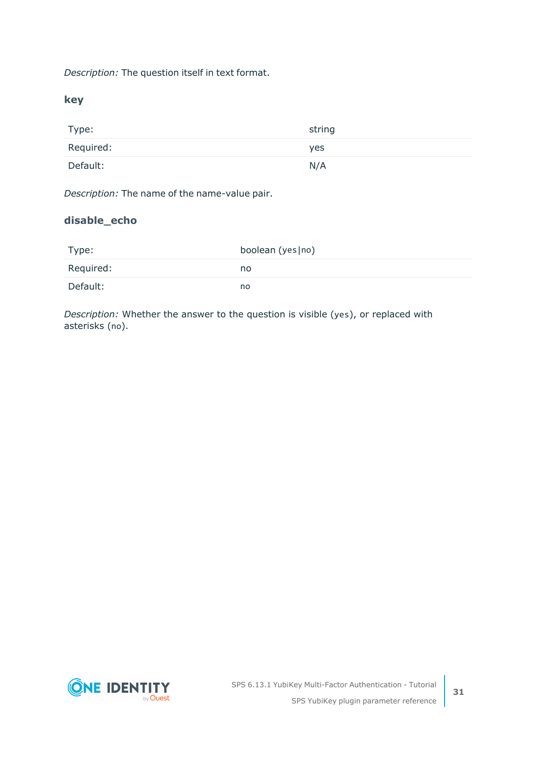*Description:* The question itself in text format.

### key

| | |
|---|---|
| Type: | string |
| Required: | yes |
| Default: | N/A |

*Description:* The name of the name-value pair.

### disable_echo

| | |
|---|---|
| Type: | boolean (`yes|no`) |
| Required: | no |
| Default: | `no` |

*Description:* Whether the answer to the question is visible (`yes`), or replaced with asterisks (`no`).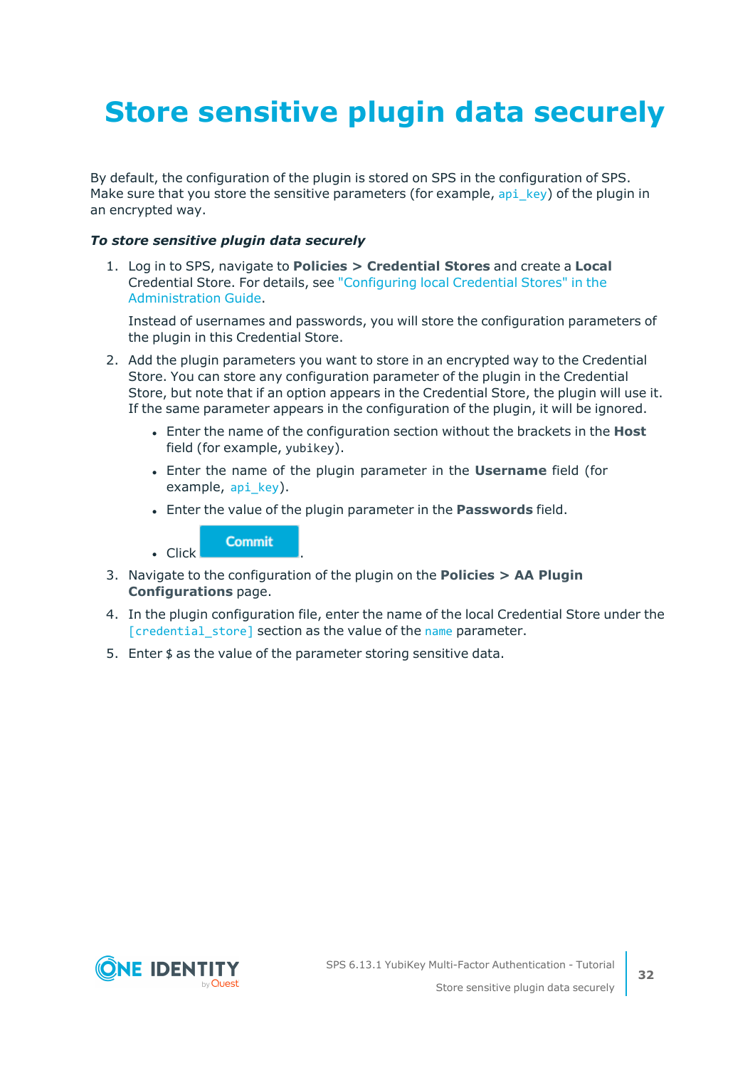# Store sensitive plugin data securely

By default, the configuration of the plugin is stored on SPS in the configuration of SPS. Make sure that you store the sensitive parameters (for example, `api_key`) of the plugin in an encrypted way.

***To store sensitive plugin data securely***

1. Log in to SPS, navigate to **Policies > Credential Stores** and create a **Local** Credential Store. For details, see "Configuring local Credential Stores" in the Administration Guide.

   Instead of usernames and passwords, you will store the configuration parameters of the plugin in this Credential Store.

2. Add the plugin parameters you want to store in an encrypted way to the Credential Store. You can store any configuration parameter of the plugin in the Credential Store, but note that if an option appears in the Credential Store, the plugin will use it. If the same parameter appears in the configuration of the plugin, it will be ignored.

   - Enter the name of the configuration section without the brackets in the **Host** field (for example, `yubikey`).
   - Enter the name of the plugin parameter in the **Username** field (for example, `api_key`).
   - Enter the value of the plugin parameter in the **Passwords** field.
   - Click **Commit**.

3. Navigate to the configuration of the plugin on the **Policies > AA Plugin Configurations** page.

4. In the plugin configuration file, enter the name of the local Credential Store under the `[credential_store]` section as the value of the `name` parameter.

5. Enter `$` as the value of the parameter storing sensitive data.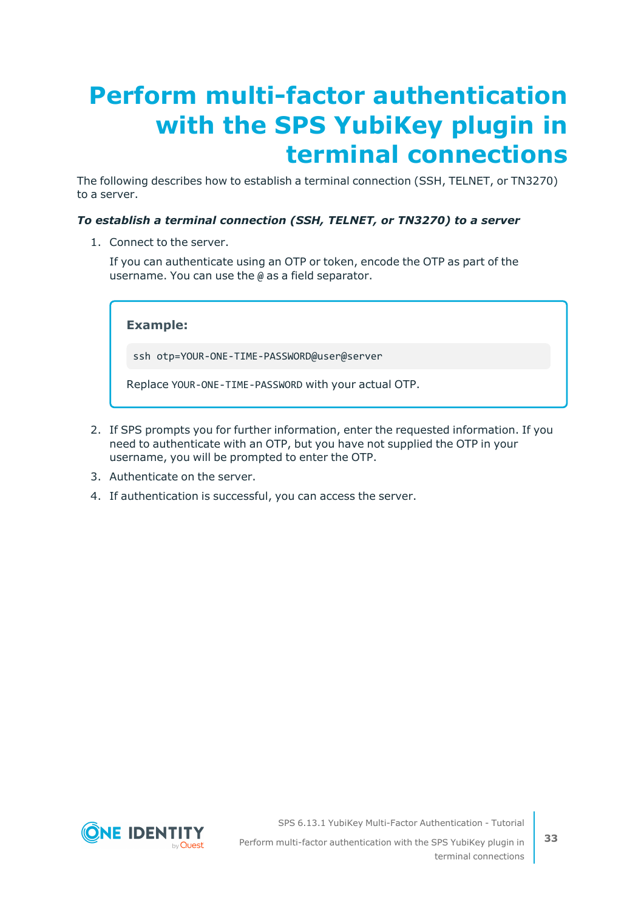# Perform multi-factor authentication with the SPS YubiKey plugin in terminal connections

The following describes how to establish a terminal connection (SSH, TELNET, or TN3270) to a server.

***To establish a terminal connection (SSH, TELNET, or TN3270) to a server***

1. Connect to the server.

   If you can authenticate using an OTP or token, encode the OTP as part of the username. You can use the `@` as a field separator.

   > **Example:**
   >
   > ```
   > ssh otp=YOUR-ONE-TIME-PASSWORD@user@server
   > ```
   >
   > Replace `YOUR-ONE-TIME-PASSWORD` with your actual OTP.

2. If SPS prompts you for further information, enter the requested information. If you need to authenticate with an OTP, but you have not supplied the OTP in your username, you will be prompted to enter the OTP.
3. Authenticate on the server.
4. If authentication is successful, you can access the server.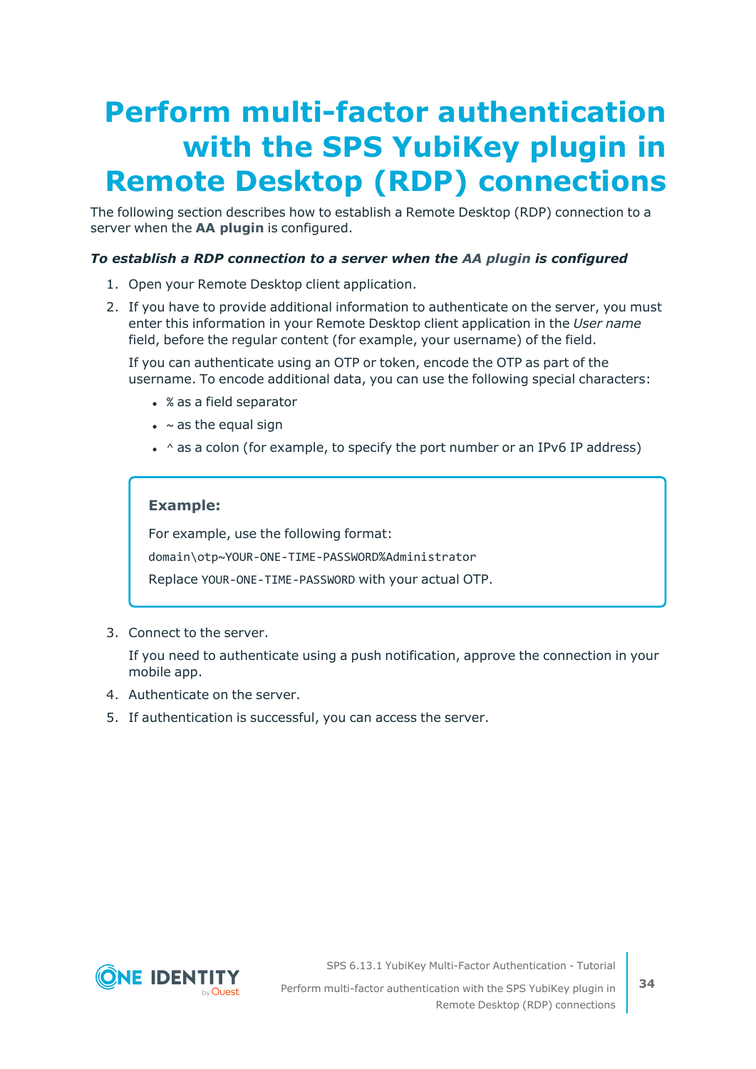# Perform multi-factor authentication with the SPS YubiKey plugin in Remote Desktop (RDP) connections

The following section describes how to establish a Remote Desktop (RDP) connection to a server when the **AA plugin** is configured.

***To establish a RDP connection to a server when the AA plugin is configured***

1. Open your Remote Desktop client application.
2. If you have to provide additional information to authenticate on the server, you must enter this information in your Remote Desktop client application in the *User name* field, before the regular content (for example, your username) of the field.

   If you can authenticate using an OTP or token, encode the OTP as part of the username. To encode additional data, you can use the following special characters:

   - `%` as a field separator
   - `~` as the equal sign
   - `^` as a colon (for example, to specify the port number or an IPv6 IP address)

   > **Example:**
   >
   > For example, use the following format:
   >
   > `domain\otp~YOUR-ONE-TIME-PASSWORD%Administrator`
   >
   > Replace `YOUR-ONE-TIME-PASSWORD` with your actual OTP.

3. Connect to the server.

   If you need to authenticate using a push notification, approve the connection in your mobile app.
4. Authenticate on the server.
5. If authentication is successful, you can access the server.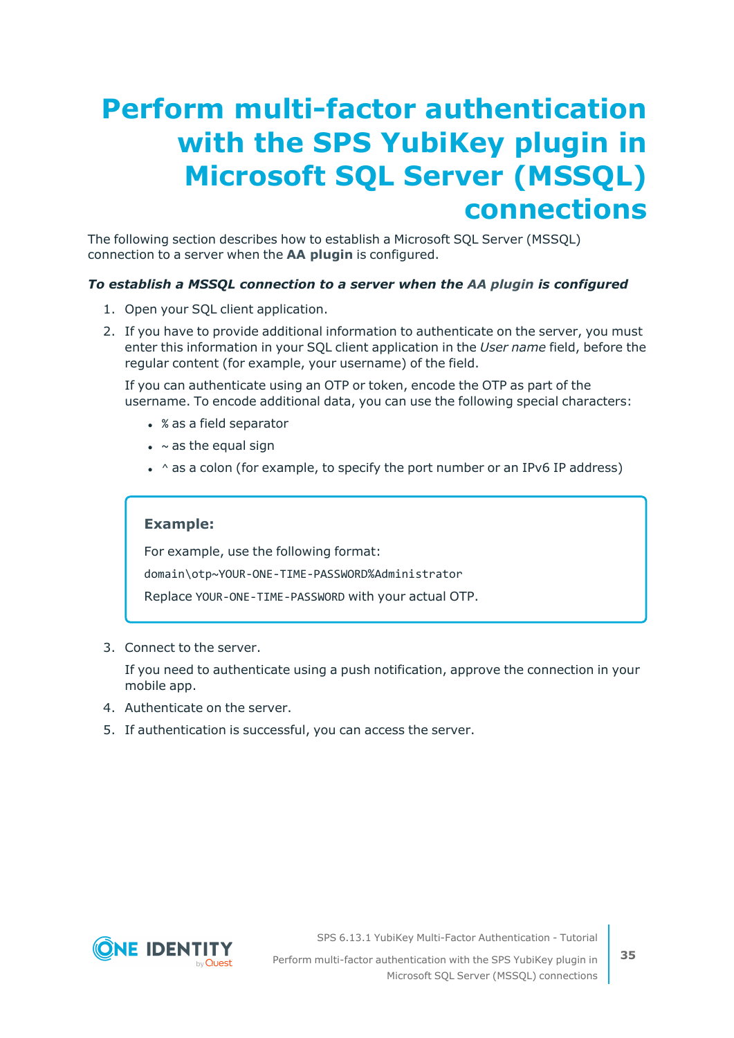# Perform multi-factor authentication with the SPS YubiKey plugin in Microsoft SQL Server (MSSQL) connections

The following section describes how to establish a Microsoft SQL Server (MSSQL) connection to a server when the **AA plugin** is configured.

***To establish a MSSQL connection to a server when the AA plugin is configured***

1. Open your SQL client application.
2. If you have to provide additional information to authenticate on the server, you must enter this information in your SQL client application in the *User name* field, before the regular content (for example, your username) of the field.

   If you can authenticate using an OTP or token, encode the OTP as part of the username. To encode additional data, you can use the following special characters:

   - `%` as a field separator
   - `~` as the equal sign
   - `^` as a colon (for example, to specify the port number or an IPv6 IP address)

   > **Example:**
   >
   > For example, use the following format:
   >
   > `domain\otp~YOUR-ONE-TIME-PASSWORD%Administrator`
   >
   > Replace `YOUR-ONE-TIME-PASSWORD` with your actual OTP.

3. Connect to the server.

   If you need to authenticate using a push notification, approve the connection in your mobile app.

4. Authenticate on the server.
5. If authentication is successful, you can access the server.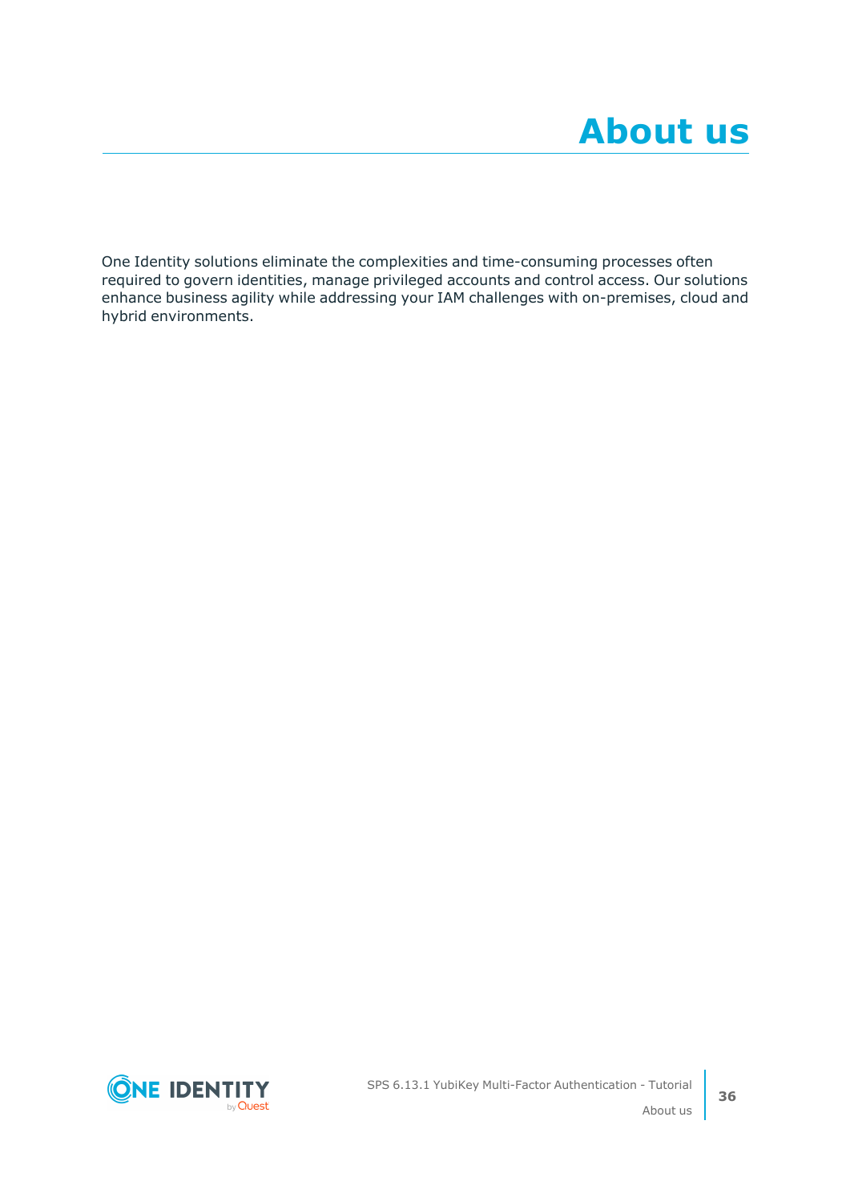# About us

One Identity solutions eliminate the complexities and time-consuming processes often required to govern identities, manage privileged accounts and control access. Our solutions enhance business agility while addressing your IAM challenges with on-premises, cloud and hybrid environments.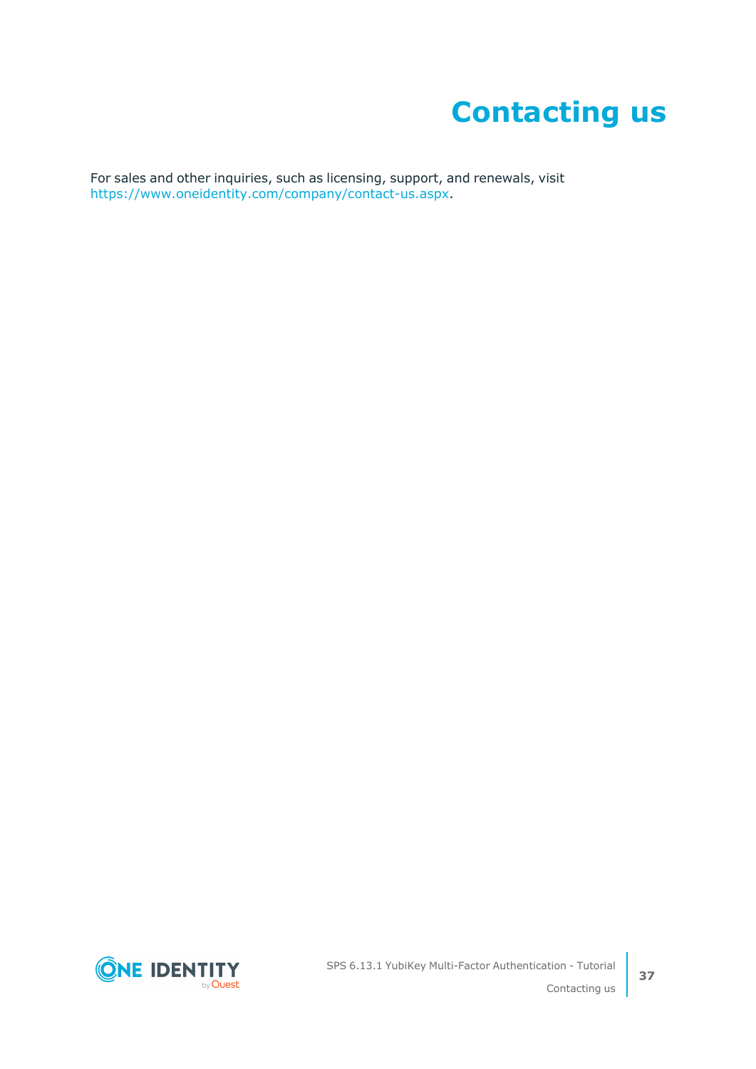# Contacting us

For sales and other inquiries, such as licensing, support, and renewals, visit https://www.oneidentity.com/company/contact-us.aspx.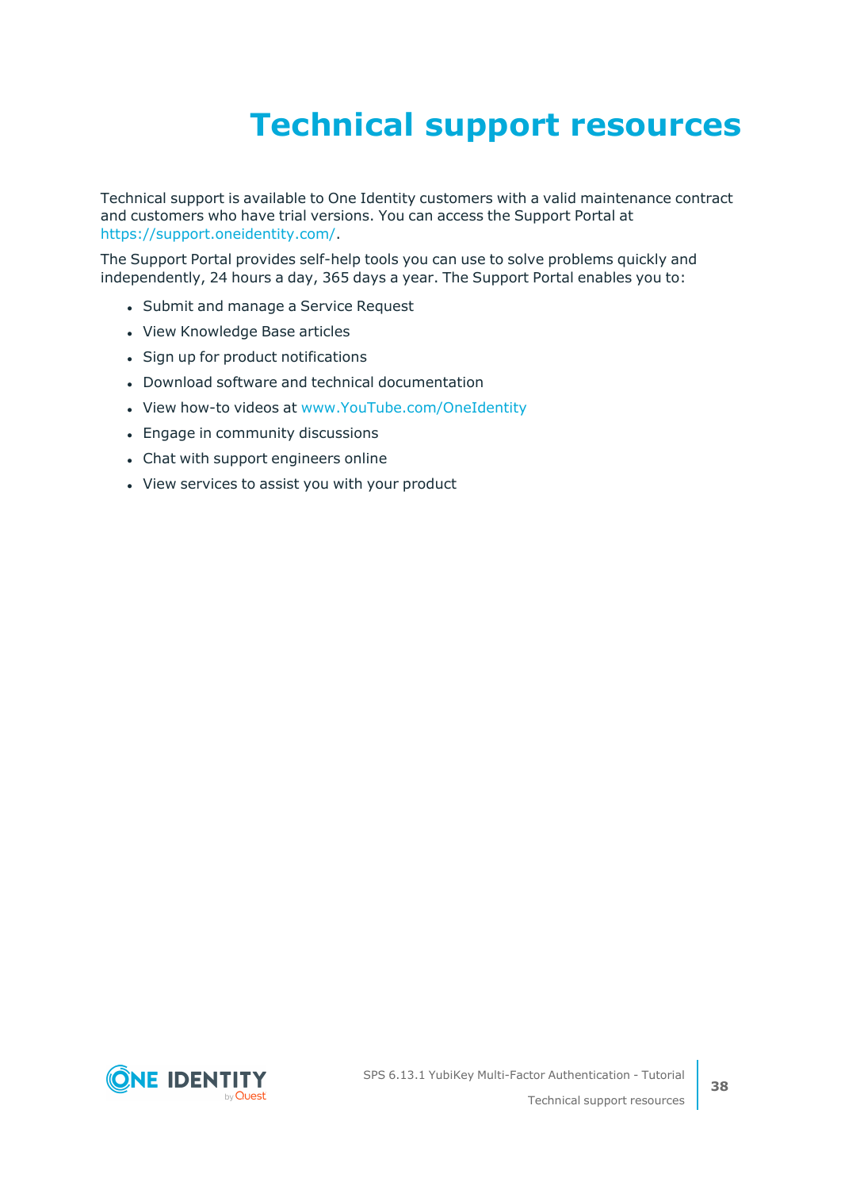# Technical support resources

Technical support is available to One Identity customers with a valid maintenance contract and customers who have trial versions. You can access the Support Portal at https://support.oneidentity.com/.

The Support Portal provides self-help tools you can use to solve problems quickly and independently, 24 hours a day, 365 days a year. The Support Portal enables you to:

- Submit and manage a Service Request
- View Knowledge Base articles
- Sign up for product notifications
- Download software and technical documentation
- View how-to videos at www.YouTube.com/OneIdentity
- Engage in community discussions
- Chat with support engineers online
- View services to assist you with your product